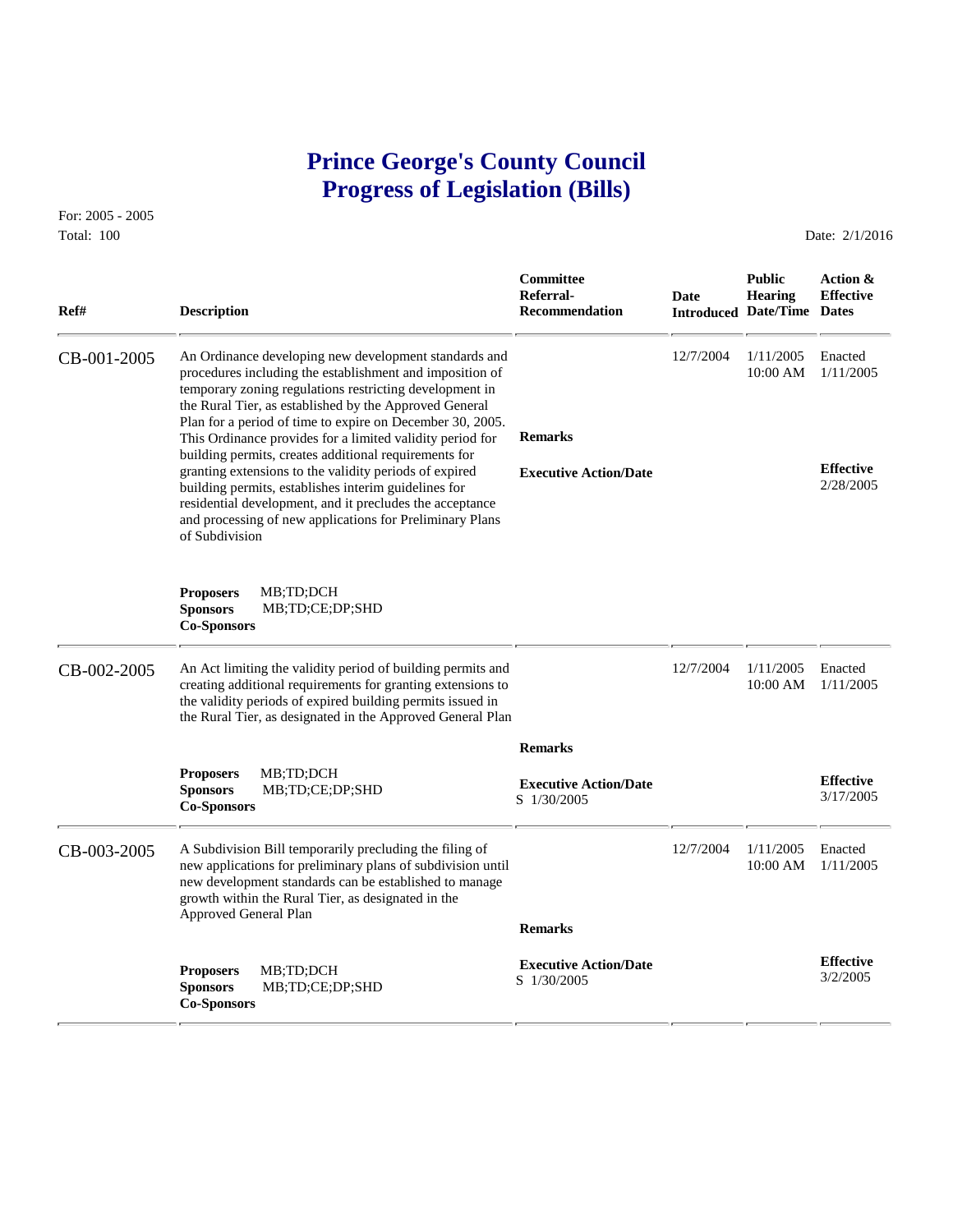# Prince George's County Council
# Progress of Legislation (Bills)

For: 2005 - 2005
Total: 100

Date: 2/1/2016

| Ref# | Description | Committee Referral-Recommendation | Date Introduced | Public Hearing Date/Time | Action & Effective Dates |
|---|---|---|---|---|---|
| CB-001-2005 | An Ordinance developing new development standards and procedures including the establishment and imposition of temporary zoning regulations restricting development in the Rural Tier, as established by the Approved General Plan for a period of time to expire on December 30, 2005. This Ordinance provides for a limited validity period for building permits, creates additional requirements for granting extensions to the validity periods of expired building permits, establishes interim guidelines for residential development, and it precludes the acceptance and processing of new applications for Preliminary Plans of Subdivision<br><br>**Proposers** MB;TD;DCH<br>**Sponsors** MB;TD;CE;DP;SHD<br>**Co-Sponsors** | **Remarks**<br><br>**Executive Action/Date** | 12/7/2004 | 1/11/2005 10:00 AM | Enacted 1/11/2005<br><br>**Effective** 2/28/2005 |
| CB-002-2005 | An Act limiting the validity period of building permits and creating additional requirements for granting extensions to the validity periods of expired building permits issued in the Rural Tier, as designated in the Approved General Plan<br><br>**Proposers** MB;TD;DCH<br>**Sponsors** MB;TD;CE;DP;SHD<br>**Co-Sponsors** | **Remarks**<br><br>**Executive Action/Date** S 1/30/2005 | 12/7/2004 | 1/11/2005 10:00 AM | Enacted 1/11/2005<br><br>**Effective** 3/17/2005 |
| CB-003-2005 | A Subdivision Bill temporarily precluding the filing of new applications for preliminary plans of subdivision until new development standards can be established to manage growth within the Rural Tier, as designated in the Approved General Plan<br><br>**Proposers** MB;TD;DCH<br>**Sponsors** MB;TD;CE;DP;SHD<br>**Co-Sponsors** | **Remarks**<br><br>**Executive Action/Date** S 1/30/2005 | 12/7/2004 | 1/11/2005 10:00 AM | Enacted 1/11/2005<br><br>**Effective** 3/2/2005 |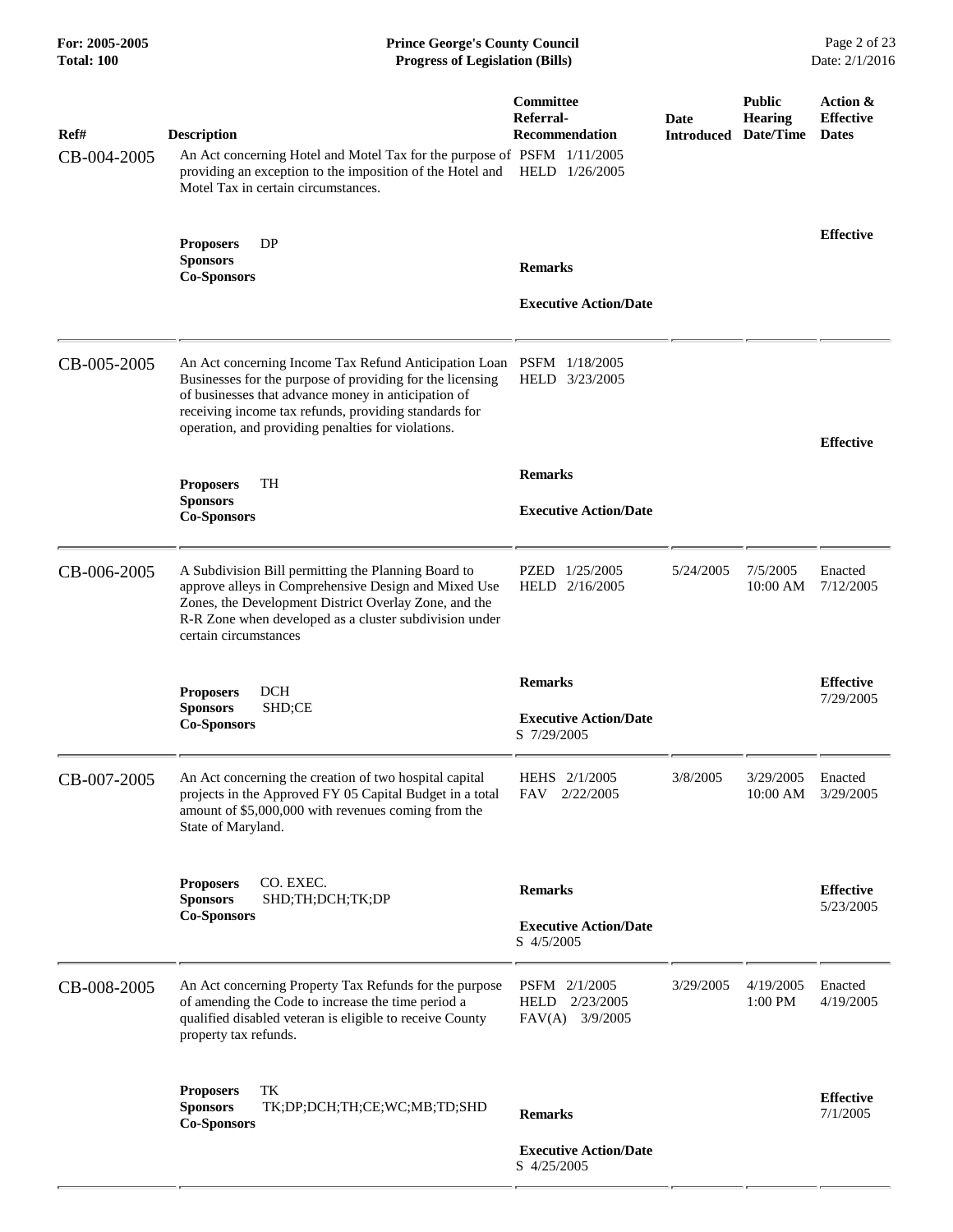| Ref# | Description | Committee Referral-Recommendation | Date Introduced | Public Hearing Date/Time | Action & Effective Dates |
|---|---|---|---|---|---|
| CB-004-2005 | An Act concerning Hotel and Motel Tax for the purpose of providing an exception to the imposition of the Hotel and Motel Tax in certain circumstances. | PSFM 1/11/2005<br>HELD 1/26/2005 | | | |
| | **Proposers** DP<br>**Sponsors**<br>**Co-Sponsors** | **Remarks**<br><br>**Executive Action/Date** | | | **Effective** |
| CB-005-2005 | An Act concerning Income Tax Refund Anticipation Loan Businesses for the purpose of providing for the licensing of businesses that advance money in anticipation of receiving income tax refunds, providing standards for operation, and providing penalties for violations. | PSFM 1/18/2005<br>HELD 3/23/2005 | | | |
| | **Proposers** TH<br>**Sponsors**<br>**Co-Sponsors** | **Remarks**<br><br>**Executive Action/Date** | | | **Effective** |
| CB-006-2005 | A Subdivision Bill permitting the Planning Board to approve alleys in Comprehensive Design and Mixed Use Zones, the Development District Overlay Zone, and the R-R Zone when developed as a cluster subdivision under certain circumstances | PZED 1/25/2005<br>HELD 2/16/2005 | 5/24/2005 | 7/5/2005 10:00 AM | Enacted 7/12/2005 |
| | **Proposers** DCH<br>**Sponsors** SHD;CE<br>**Co-Sponsors** | **Remarks**<br><br>**Executive Action/Date**<br>S 7/29/2005 | | | **Effective** 7/29/2005 |
| CB-007-2005 | An Act concerning the creation of two hospital capital projects in the Approved FY 05 Capital Budget in a total amount of $5,000,000 with revenues coming from the State of Maryland. | HEHS 2/1/2005<br>FAV 2/22/2005 | 3/8/2005 | 3/29/2005 10:00 AM | Enacted 3/29/2005 |
| | **Proposers** CO. EXEC.<br>**Sponsors** SHD;TH;DCH;TK;DP<br>**Co-Sponsors** | **Remarks**<br><br>**Executive Action/Date**<br>S 4/5/2005 | | | **Effective** 5/23/2005 |
| CB-008-2005 | An Act concerning Property Tax Refunds for the purpose of amending the Code to increase the time period a qualified disabled veteran is eligible to receive County property tax refunds. | PSFM 2/1/2005<br>HELD 2/23/2005<br>FAV(A) 3/9/2005 | 3/29/2005 | 4/19/2005 1:00 PM | Enacted 4/19/2005 |
| | **Proposers** TK<br>**Sponsors** TK;DP;DCH;TH;CE;WC;MB;TD;SHD<br>**Co-Sponsors** | **Remarks**<br><br>**Executive Action/Date**<br>S 4/25/2005 | | | **Effective** 7/1/2005 |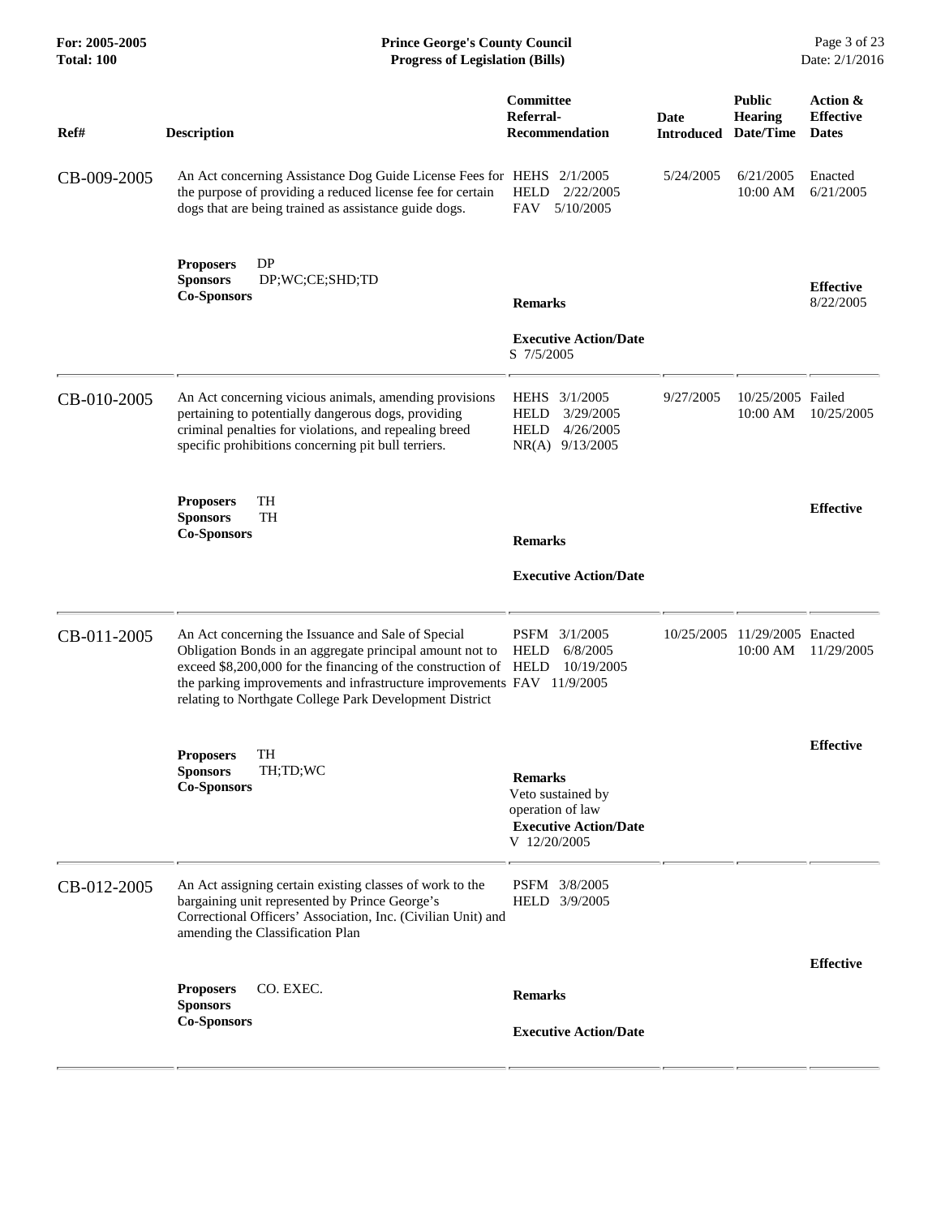| Ref# | Description | Committee Referral-Recommendation | Date Introduced | Public Hearing Date/Time | Action & Effective Dates |
|---|---|---|---|---|---|
| CB-009-2005 | An Act concerning Assistance Dog Guide License Fees for the purpose of providing a reduced license fee for certain dogs that are being trained as assistance guide dogs. | HEHS 2/1/2005<br>HELD 2/22/2005<br>FAV 5/10/2005 | 5/24/2005 | 6/21/2005 10:00 AM | Enacted 6/21/2005 |
| | **Proposers** DP<br>**Sponsors** DP;WC;CE;SHD;TD<br>**Co-Sponsors** | **Remarks**<br><br>**Executive Action/Date**<br>S 7/5/2005 | | | **Effective** 8/22/2005 |
| CB-010-2005 | An Act concerning vicious animals, amending provisions pertaining to potentially dangerous dogs, providing criminal penalties for violations, and repealing breed specific prohibitions concerning pit bull terriers. | HEHS 3/1/2005<br>HELD 3/29/2005<br>HELD 4/26/2005<br>NR(A) 9/13/2005 | 9/27/2005 | 10/25/2005 10:00 AM | Failed 10/25/2005 |
| | **Proposers** TH<br>**Sponsors** TH<br>**Co-Sponsors** | **Remarks**<br><br>**Executive Action/Date** | | | **Effective** |
| CB-011-2005 | An Act concerning the Issuance and Sale of Special Obligation Bonds in an aggregate principal amount not to exceed $8,200,000 for the financing of the construction of the parking improvements and infrastructure improvements relating to Northgate College Park Development District | PSFM 3/1/2005<br>HELD 6/8/2005<br>HELD 10/19/2005<br>FAV 11/9/2005 | 10/25/2005 | 11/29/2005 10:00 AM | Enacted 11/29/2005 |
| | **Proposers** TH<br>**Sponsors** TH;TD;WC<br>**Co-Sponsors** | **Remarks**<br>Veto sustained by operation of law<br>**Executive Action/Date**<br>V 12/20/2005 | | | **Effective** |
| CB-012-2005 | An Act assigning certain existing classes of work to the bargaining unit represented by Prince George's Correctional Officers' Association, Inc. (Civilian Unit) and amending the Classification Plan | PSFM 3/8/2005<br>HELD 3/9/2005 | | | |
| | **Proposers** CO. EXEC.<br>**Sponsors**<br>**Co-Sponsors** | **Remarks**<br><br>**Executive Action/Date** | | | **Effective** |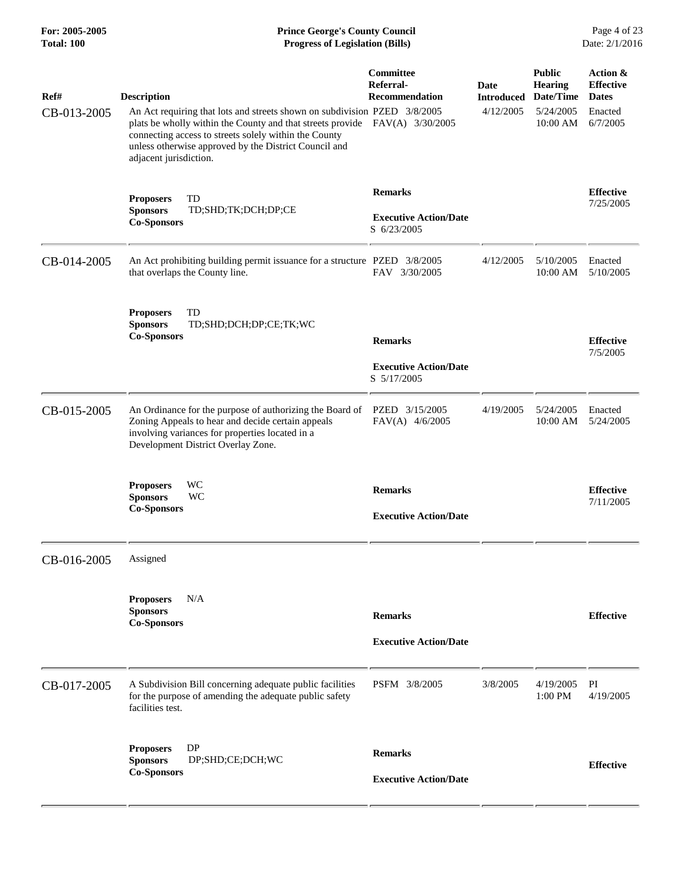| Ref# | Description | Committee Referral-Recommendation | Date Introduced | Public Hearing Date/Time | Action & Effective Dates |
|---|---|---|---|---|---|
| CB-013-2005 | An Act requiring that lots and streets shown on subdivision plats be wholly within the County and that streets provide connecting access to streets solely within the County unless otherwise approved by the District Council and adjacent jurisdiction. | PZED 3/8/2005<br>FAV(A) 3/30/2005 | 4/12/2005 | 5/24/2005<br>10:00 AM | Enacted<br>6/7/2005 |
| | **Proposers** TD<br>**Sponsors** TD;SHD;TK;DCH;DP;CE<br>**Co-Sponsors** | **Remarks**<br><br>**Executive Action/Date**<br>S 6/23/2005 | | | **Effective**<br>7/25/2005 |
| CB-014-2005 | An Act prohibiting building permit issuance for a structure that overlaps the County line. | PZED 3/8/2005<br>FAV 3/30/2005 | 4/12/2005 | 5/10/2005<br>10:00 AM | Enacted<br>5/10/2005 |
| | **Proposers** TD<br>**Sponsors** TD;SHD;DCH;DP;CE;TK;WC<br>**Co-Sponsors** | **Remarks**<br><br>**Executive Action/Date**<br>S 5/17/2005 | | | **Effective**<br>7/5/2005 |
| CB-015-2005 | An Ordinance for the purpose of authorizing the Board of Zoning Appeals to hear and decide certain appeals involving variances for properties located in a Development District Overlay Zone. | PZED 3/15/2005<br>FAV(A) 4/6/2005 | 4/19/2005 | 5/24/2005<br>10:00 AM | Enacted<br>5/24/2005 |
| | **Proposers** WC<br>**Sponsors** WC<br>**Co-Sponsors** | **Remarks**<br><br>**Executive Action/Date** | | | **Effective**<br>7/11/2005 |
| CB-016-2005 | Assigned | | | | |
| | **Proposers** N/A<br>**Sponsors**<br>**Co-Sponsors** | **Remarks**<br><br>**Executive Action/Date** | | | **Effective** |
| CB-017-2005 | A Subdivision Bill concerning adequate public facilities for the purpose of amending the adequate public safety facilities test. | PSFM 3/8/2005 | 3/8/2005 | 4/19/2005<br>1:00 PM | PI<br>4/19/2005 |
| | **Proposers** DP<br>**Sponsors** DP;SHD;CE;DCH;WC<br>**Co-Sponsors** | **Remarks**<br><br>**Executive Action/Date** | | | **Effective** |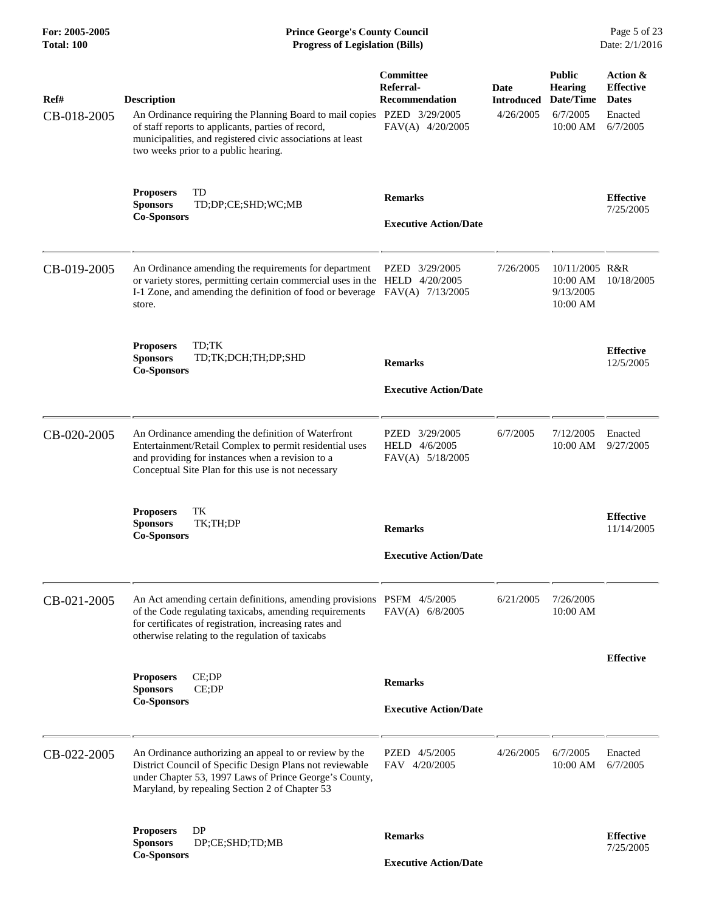| Ref# | Description | Committee Referral-Recommendation | Date Introduced | Public Hearing Date/Time | Action & Effective Dates |
|---|---|---|---|---|---|
| CB-018-2005 | An Ordinance requiring the Planning Board to mail copies of staff reports to applicants, parties of record, municipalities, and registered civic associations at least two weeks prior to a public hearing. | PZED 3/29/2005<br>FAV(A) 4/20/2005 | 4/26/2005 | 6/7/2005<br>10:00 AM | Enacted<br>6/7/2005 |
| | **Proposers** TD<br>**Sponsors** TD;DP;CE;SHD;WC;MB<br>**Co-Sponsors** | **Remarks**<br><br>**Executive Action/Date** | | | **Effective**<br>7/25/2005 |
| CB-019-2005 | An Ordinance amending the requirements for department or variety stores, permitting certain commercial uses in the I-1 Zone, and amending the definition of food or beverage store. | PZED 3/29/2005<br>HELD 4/20/2005<br>FAV(A) 7/13/2005 | 7/26/2005 | 10/11/2005<br>10:00 AM<br>9/13/2005<br>10:00 AM | R&R<br>10/18/2005 |
| | **Proposers** TD;TK<br>**Sponsors** TD;TK;DCH;TH;DP;SHD<br>**Co-Sponsors** | **Remarks**<br><br>**Executive Action/Date** | | | **Effective**<br>12/5/2005 |
| CB-020-2005 | An Ordinance amending the definition of Waterfront Entertainment/Retail Complex to permit residential uses and providing for instances when a revision to a Conceptual Site Plan for this use is not necessary | PZED 3/29/2005<br>HELD 4/6/2005<br>FAV(A) 5/18/2005 | 6/7/2005 | 7/12/2005<br>10:00 AM | Enacted<br>9/27/2005 |
| | **Proposers** TK<br>**Sponsors** TK;TH;DP<br>**Co-Sponsors** | **Remarks**<br><br>**Executive Action/Date** | | | **Effective**<br>11/14/2005 |
| CB-021-2005 | An Act amending certain definitions, amending provisions of the Code regulating taxicabs, amending requirements for certificates of registration, increasing rates and otherwise relating to the regulation of taxicabs | PSFM 4/5/2005<br>FAV(A) 6/8/2005 | 6/21/2005 | 7/26/2005<br>10:00 AM | |
| | **Proposers** CE;DP<br>**Sponsors** CE;DP<br>**Co-Sponsors** | **Remarks**<br><br>**Executive Action/Date** | | | **Effective** |
| CB-022-2005 | An Ordinance authorizing an appeal to or review by the District Council of Specific Design Plans not reviewable under Chapter 53, 1997 Laws of Prince George's County, Maryland, by repealing Section 2 of Chapter 53 | PZED 4/5/2005<br>FAV 4/20/2005 | 4/26/2005 | 6/7/2005<br>10:00 AM | Enacted<br>6/7/2005 |
| | **Proposers** DP<br>**Sponsors** DP;CE;SHD;TD;MB<br>**Co-Sponsors** | **Remarks**<br><br>**Executive Action/Date** | | | **Effective**<br>7/25/2005 |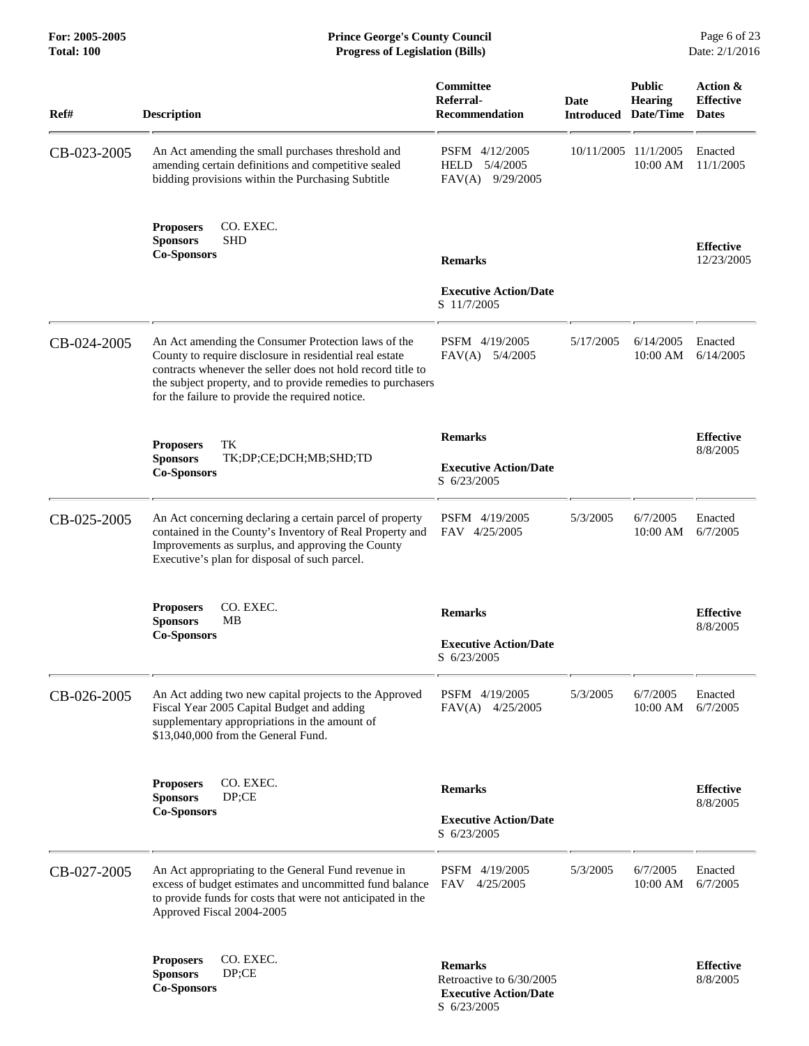| Ref# | Description | Committee Referral-Recommendation | Date Introduced | Public Hearing Date/Time | Action & Effective Dates |
|---|---|---|---|---|---|
| CB-023-2005 | An Act amending the small purchases threshold and amending certain definitions and competitive sealed bidding provisions within the Purchasing Subtitle | PSFM 4/12/2005<br>HELD 5/4/2005<br>FAV(A) 9/29/2005 | 10/11/2005 | 11/1/2005 10:00 AM | Enacted 11/1/2005 |
| | **Proposers** CO. EXEC.<br>**Sponsors** SHD<br>**Co-Sponsors** | **Remarks**<br><br>**Executive Action/Date**<br>S 11/7/2005 | | | **Effective** 12/23/2005 |
| CB-024-2005 | An Act amending the Consumer Protection laws of the County to require disclosure in residential real estate contracts whenever the seller does not hold record title to the subject property, and to provide remedies to purchasers for the failure to provide the required notice. | PSFM 4/19/2005<br>FAV(A) 5/4/2005 | 5/17/2005 | 6/14/2005 10:00 AM | Enacted 6/14/2005 |
| | **Proposers** TK<br>**Sponsors** TK;DP;CE;DCH;MB;SHD;TD<br>**Co-Sponsors** | **Remarks**<br><br>**Executive Action/Date**<br>S 6/23/2005 | | | **Effective** 8/8/2005 |
| CB-025-2005 | An Act concerning declaring a certain parcel of property contained in the County's Inventory of Real Property and Improvements as surplus, and approving the County Executive's plan for disposal of such parcel. | PSFM 4/19/2005<br>FAV 4/25/2005 | 5/3/2005 | 6/7/2005 10:00 AM | Enacted 6/7/2005 |
| | **Proposers** CO. EXEC.<br>**Sponsors** MB<br>**Co-Sponsors** | **Remarks**<br><br>**Executive Action/Date**<br>S 6/23/2005 | | | **Effective** 8/8/2005 |
| CB-026-2005 | An Act adding two new capital projects to the Approved Fiscal Year 2005 Capital Budget and adding supplementary appropriations in the amount of $13,040,000 from the General Fund. | PSFM 4/19/2005<br>FAV(A) 4/25/2005 | 5/3/2005 | 6/7/2005 10:00 AM | Enacted 6/7/2005 |
| | **Proposers** CO. EXEC.<br>**Sponsors** DP;CE<br>**Co-Sponsors** | **Remarks**<br><br>**Executive Action/Date**<br>S 6/23/2005 | | | **Effective** 8/8/2005 |
| CB-027-2005 | An Act appropriating to the General Fund revenue in excess of budget estimates and uncommitted fund balance to provide funds for costs that were not anticipated in the Approved Fiscal 2004-2005 | PSFM 4/19/2005<br>FAV 4/25/2005 | 5/3/2005 | 6/7/2005 10:00 AM | Enacted 6/7/2005 |
| | **Proposers** CO. EXEC.<br>**Sponsors** DP;CE<br>**Co-Sponsors** | **Remarks**<br>Retroactive to 6/30/2005<br>**Executive Action/Date**<br>S 6/23/2005 | | | **Effective** 8/8/2005 |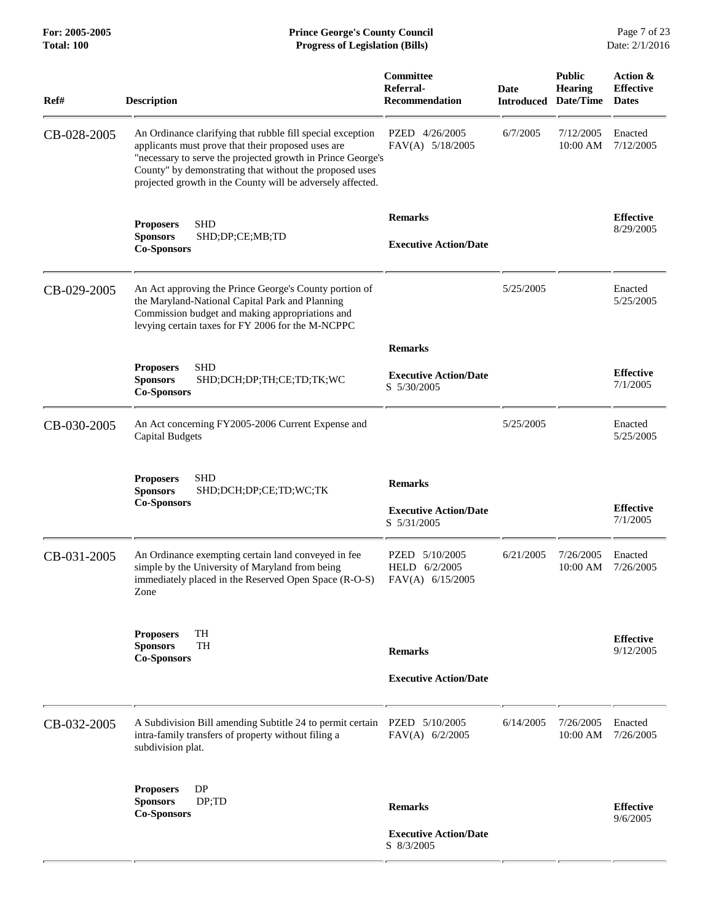| Ref# | Description | Committee Referral-Recommendation | Date Introduced | Public Hearing Date/Time | Action & Effective Dates |
|---|---|---|---|---|---|
| CB-028-2005 | An Ordinance clarifying that rubble fill special exception applicants must prove that their proposed uses are "necessary to serve the projected growth in Prince George's County" by demonstrating that without the proposed uses projected growth in the County will be adversely affected. | PZED 4/26/2005<br>FAV(A) 5/18/2005 | 6/7/2005 | 7/12/2005 10:00 AM | Enacted 7/12/2005 |
| | **Proposers** SHD<br>**Sponsors** SHD;DP;CE;MB;TD<br>**Co-Sponsors** | **Remarks**<br><br>**Executive Action/Date** | | | **Effective** 8/29/2005 |
| CB-029-2005 | An Act approving the Prince George's County portion of the Maryland-National Capital Park and Planning Commission budget and making appropriations and levying certain taxes for FY 2006 for the M-NCPPC | | 5/25/2005 | | Enacted 5/25/2005 |
| | **Proposers** SHD<br>**Sponsors** SHD;DCH;DP;TH;CE;TD;TK;WC<br>**Co-Sponsors** | **Remarks**<br><br>**Executive Action/Date**<br>S 5/30/2005 | | | **Effective** 7/1/2005 |
| CB-030-2005 | An Act concerning FY2005-2006 Current Expense and Capital Budgets | | 5/25/2005 | | Enacted 5/25/2005 |
| | **Proposers** SHD<br>**Sponsors** SHD;DCH;DP;CE;TD;WC;TK<br>**Co-Sponsors** | **Remarks**<br><br>**Executive Action/Date**<br>S 5/31/2005 | | | **Effective** 7/1/2005 |
| CB-031-2005 | An Ordinance exempting certain land conveyed in fee simple by the University of Maryland from being immediately placed in the Reserved Open Space (R-O-S) Zone | PZED 5/10/2005<br>HELD 6/2/2005<br>FAV(A) 6/15/2005 | 6/21/2005 | 7/26/2005 10:00 AM | Enacted 7/26/2005 |
| | **Proposers** TH<br>**Sponsors** TH<br>**Co-Sponsors** | **Remarks**<br><br>**Executive Action/Date** | | | **Effective** 9/12/2005 |
| CB-032-2005 | A Subdivision Bill amending Subtitle 24 to permit certain intra-family transfers of property without filing a subdivision plat. | PZED 5/10/2005<br>FAV(A) 6/2/2005 | 6/14/2005 | 7/26/2005 10:00 AM | Enacted 7/26/2005 |
| | **Proposers** DP<br>**Sponsors** DP;TD<br>**Co-Sponsors** | **Remarks**<br><br>**Executive Action/Date**<br>S 8/3/2005 | | | **Effective** 9/6/2005 |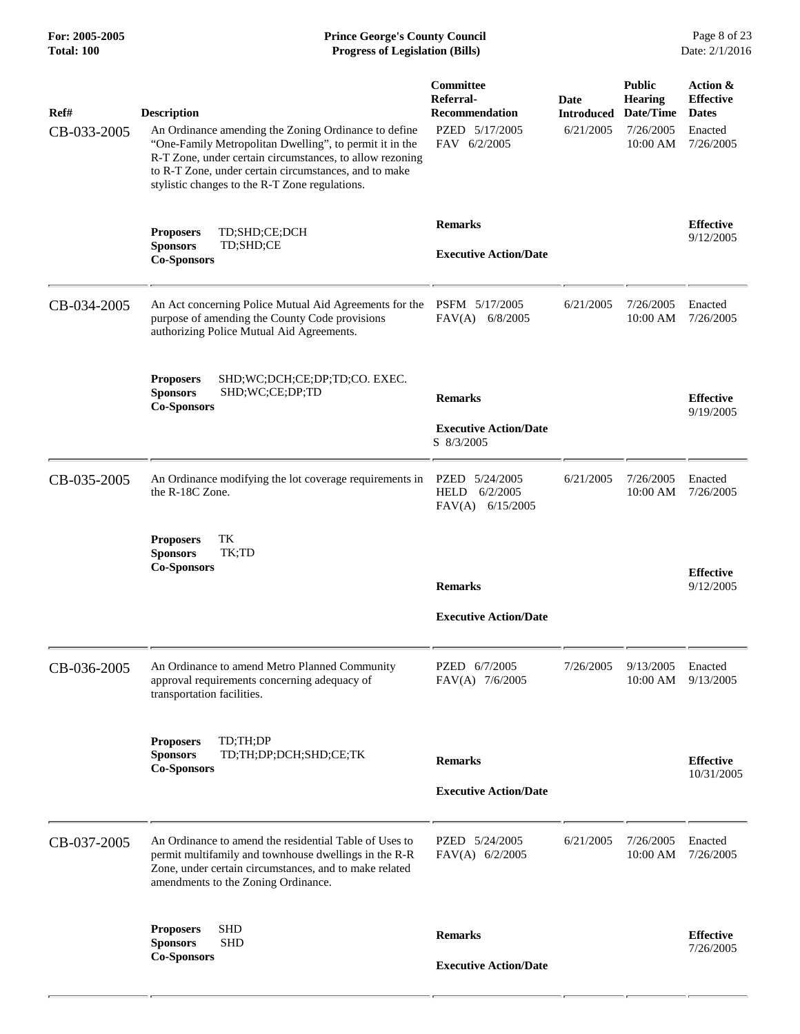| Ref# | Description | Committee Referral-Recommendation | Date Introduced | Public Hearing Date/Time | Action & Effective Dates |
|---|---|---|---|---|---|
| CB-033-2005 | An Ordinance amending the Zoning Ordinance to define "One-Family Metropolitan Dwelling", to permit it in the R-T Zone, under certain circumstances, to allow rezoning to R-T Zone, under certain circumstances, and to make stylistic changes to the R-T Zone regulations. | PZED 5/17/2005<br>FAV 6/2/2005 | 6/21/2005 | 7/26/2005<br>10:00 AM | Enacted<br>7/26/2005 |
| | **Proposers** TD;SHD;CE;DCH<br>**Sponsors** TD;SHD;CE<br>**Co-Sponsors** | **Remarks**<br><br>**Executive Action/Date** | | | **Effective**<br>9/12/2005 |
| CB-034-2005 | An Act concerning Police Mutual Aid Agreements for the purpose of amending the County Code provisions authorizing Police Mutual Aid Agreements. | PSFM 5/17/2005<br>FAV(A) 6/8/2005 | 6/21/2005 | 7/26/2005<br>10:00 AM | Enacted<br>7/26/2005 |
| | **Proposers** SHD;WC;DCH;CE;DP;TD;CO. EXEC.<br>**Sponsors** SHD;WC;CE;DP;TD<br>**Co-Sponsors** | **Remarks**<br><br>**Executive Action/Date**<br>S 8/3/2005 | | | **Effective**<br>9/19/2005 |
| CB-035-2005 | An Ordinance modifying the lot coverage requirements in the R-18C Zone. | PZED 5/24/2005<br>HELD 6/2/2005<br>FAV(A) 6/15/2005 | 6/21/2005 | 7/26/2005<br>10:00 AM | Enacted<br>7/26/2005 |
| | **Proposers** TK<br>**Sponsors** TK;TD<br>**Co-Sponsors** | **Remarks**<br><br>**Executive Action/Date** | | | **Effective**<br>9/12/2005 |
| CB-036-2005 | An Ordinance to amend Metro Planned Community approval requirements concerning adequacy of transportation facilities. | PZED 6/7/2005<br>FAV(A) 7/6/2005 | 7/26/2005 | 9/13/2005<br>10:00 AM | Enacted<br>9/13/2005 |
| | **Proposers** TD;TH;DP<br>**Sponsors** TD;TH;DP;DCH;SHD;CE;TK<br>**Co-Sponsors** | **Remarks**<br><br>**Executive Action/Date** | | | **Effective**<br>10/31/2005 |
| CB-037-2005 | An Ordinance to amend the residential Table of Uses to permit multifamily and townhouse dwellings in the R-R Zone, under certain circumstances, and to make related amendments to the Zoning Ordinance. | PZED 5/24/2005<br>FAV(A) 6/2/2005 | 6/21/2005 | 7/26/2005<br>10:00 AM | Enacted<br>7/26/2005 |
| | **Proposers** SHD<br>**Sponsors** SHD<br>**Co-Sponsors** | **Remarks**<br><br>**Executive Action/Date** | | | **Effective**<br>7/26/2005 |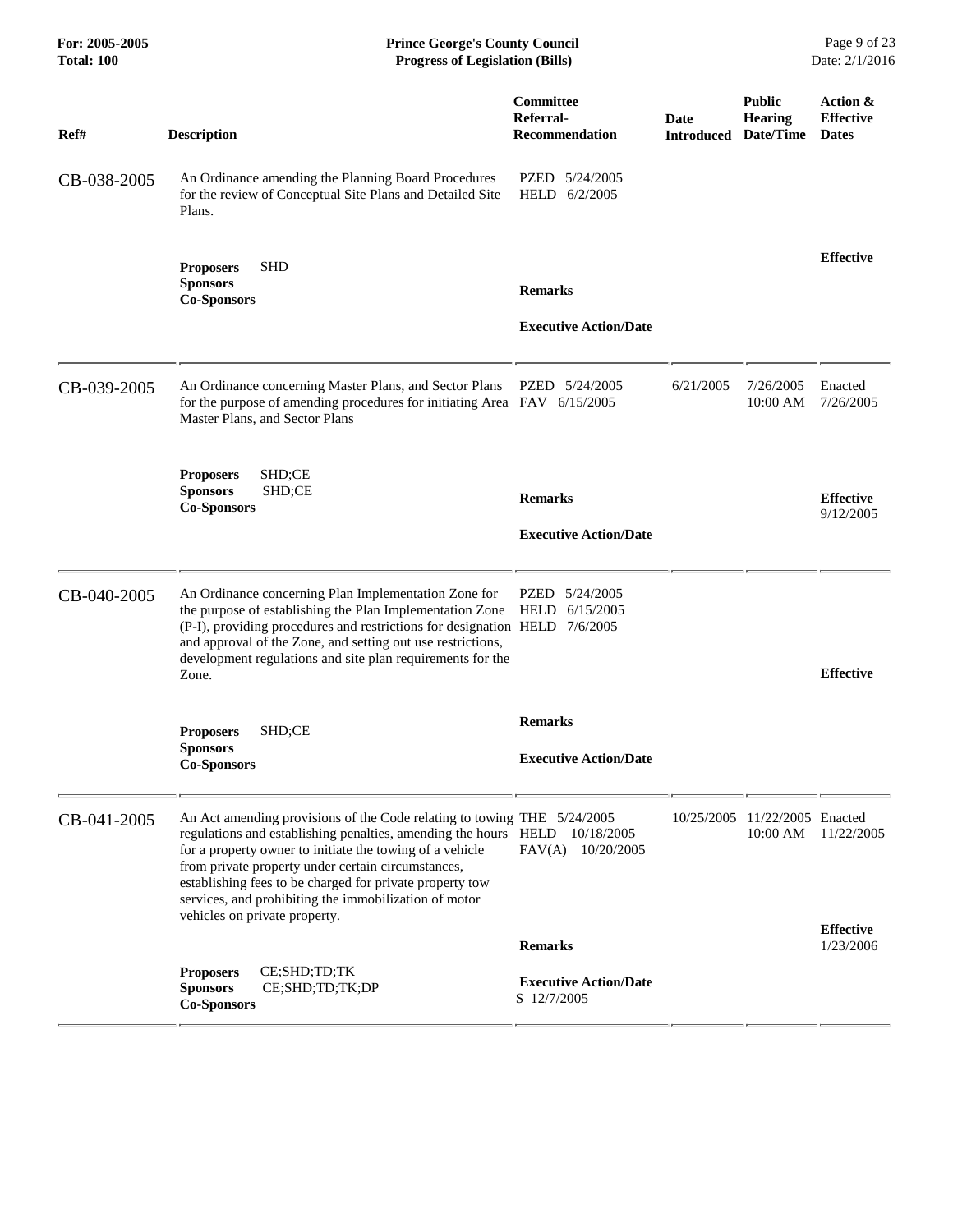| Ref# | Description | Committee Referral-Recommendation | Date Introduced | Public Hearing Date/Time | Action & Effective Dates |
|---|---|---|---|---|---|
| CB-038-2005 | An Ordinance amending the Planning Board Procedures for the review of Conceptual Site Plans and Detailed Site Plans. | PZED 5/24/2005<br>HELD 6/2/2005 | | | |
| | **Proposers** SHD<br>**Sponsors**<br>**Co-Sponsors** | **Remarks**<br><br>**Executive Action/Date** | | | **Effective** |
| CB-039-2005 | An Ordinance concerning Master Plans, and Sector Plans for the purpose of amending procedures for initiating Area Master Plans, and Sector Plans | PZED 5/24/2005<br>FAV 6/15/2005 | 6/21/2005 | 7/26/2005 10:00 AM | Enacted 7/26/2005 |
| | **Proposers** SHD;CE<br>**Sponsors** SHD;CE<br>**Co-Sponsors** | **Remarks**<br><br>**Executive Action/Date** | | | **Effective** 9/12/2005 |
| CB-040-2005 | An Ordinance concerning Plan Implementation Zone for the purpose of establishing the Plan Implementation Zone (P-I), providing procedures and restrictions for designation and approval of the Zone, and setting out use restrictions, development regulations and site plan requirements for the Zone. | PZED 5/24/2005<br>HELD 6/15/2005<br>HELD 7/6/2005 | | | **Effective** |
| | **Proposers** SHD;CE<br>**Sponsors**<br>**Co-Sponsors** | **Remarks**<br><br>**Executive Action/Date** | | | |
| CB-041-2005 | An Act amending provisions of the Code relating to towing regulations and establishing penalties, amending the hours for a property owner to initiate the towing of a vehicle from private property under certain circumstances, establishing fees to be charged for private property tow services, and prohibiting the immobilization of motor vehicles on private property. | THE 5/24/2005<br>HELD 10/18/2005<br>FAV(A) 10/20/2005 | 10/25/2005 | 11/22/2005 10:00 AM | Enacted 11/22/2005 |
| | **Proposers** CE;SHD;TD;TK<br>**Sponsors** CE;SHD;TD;TK;DP<br>**Co-Sponsors** | **Remarks**<br><br>**Executive Action/Date**<br>S 12/7/2005 | | | **Effective** 1/23/2006 |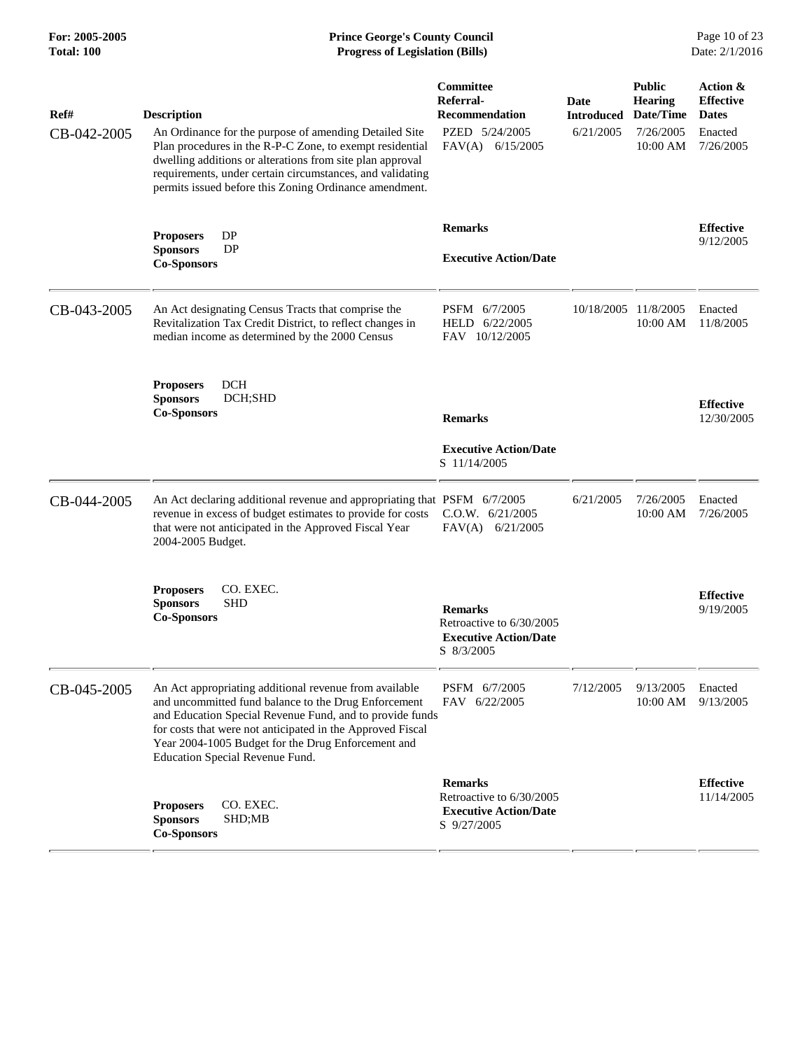| Ref# | Description | Committee Referral-Recommendation | Date Introduced | Public Hearing Date/Time | Action & Effective Dates |
|---|---|---|---|---|---|
| CB-042-2005 | An Ordinance for the purpose of amending Detailed Site Plan procedures in the R-P-C Zone, to exempt residential dwelling additions or alterations from site plan approval requirements, under certain circumstances, and validating permits issued before this Zoning Ordinance amendment. | PZED 5/24/2005<br>FAV(A) 6/15/2005 | 6/21/2005 | 7/26/2005<br>10:00 AM | Enacted<br>7/26/2005 |
| | **Proposers** DP<br>**Sponsors** DP<br>**Co-Sponsors** | **Remarks**<br><br>**Executive Action/Date** | | | **Effective**<br>9/12/2005 |
| CB-043-2005 | An Act designating Census Tracts that comprise the Revitalization Tax Credit District, to reflect changes in median income as determined by the 2000 Census | PSFM 6/7/2005<br>HELD 6/22/2005<br>FAV 10/12/2005 | 10/18/2005 | 11/8/2005<br>10:00 AM | Enacted<br>11/8/2005 |
| | **Proposers** DCH<br>**Sponsors** DCH;SHD<br>**Co-Sponsors** | **Remarks**<br><br>**Executive Action/Date**<br>S 11/14/2005 | | | **Effective**<br>12/30/2005 |
| CB-044-2005 | An Act declaring additional revenue and appropriating that revenue in excess of budget estimates to provide for costs that were not anticipated in the Approved Fiscal Year 2004-2005 Budget. | PSFM 6/7/2005<br>C.O.W. 6/21/2005<br>FAV(A) 6/21/2005 | 6/21/2005 | 7/26/2005<br>10:00 AM | Enacted<br>7/26/2005 |
| | **Proposers** CO. EXEC.<br>**Sponsors** SHD<br>**Co-Sponsors** | **Remarks**<br>Retroactive to 6/30/2005<br>**Executive Action/Date**<br>S 8/3/2005 | | | **Effective**<br>9/19/2005 |
| CB-045-2005 | An Act appropriating additional revenue from available and uncommitted fund balance to the Drug Enforcement and Education Special Revenue Fund, and to provide funds for costs that were not anticipated in the Approved Fiscal Year 2004-1005 Budget for the Drug Enforcement and Education Special Revenue Fund. | PSFM 6/7/2005<br>FAV 6/22/2005 | 7/12/2005 | 9/13/2005<br>10:00 AM | Enacted<br>9/13/2005 |
| | **Proposers** CO. EXEC.<br>**Sponsors** SHD;MB<br>**Co-Sponsors** | **Remarks**<br>Retroactive to 6/30/2005<br>**Executive Action/Date**<br>S 9/27/2005 | | | **Effective**<br>11/14/2005 |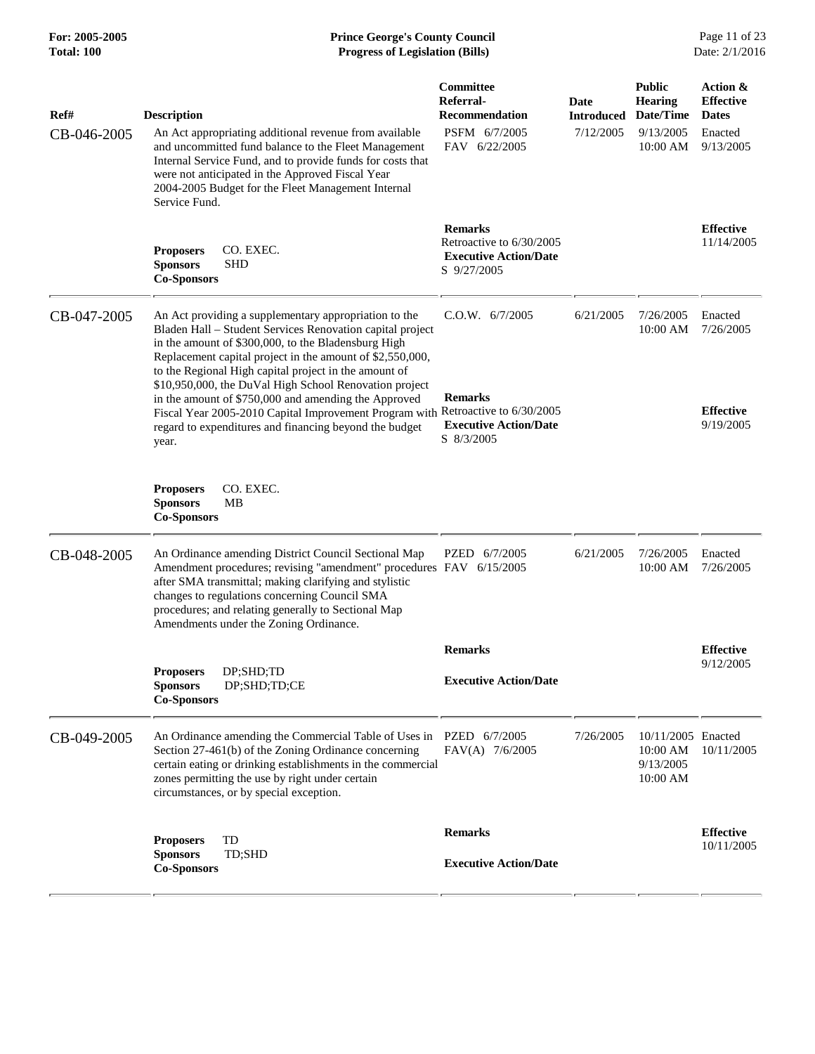| Ref# | Description | Committee Referral-Recommendation | Date Introduced | Public Hearing Date/Time | Action & Effective Dates |
|---|---|---|---|---|---|
| CB-046-2005 | An Act appropriating additional revenue from available and uncommitted fund balance to the Fleet Management Internal Service Fund, and to provide funds for costs that were not anticipated in the Approved Fiscal Year 2004-2005 Budget for the Fleet Management Internal Service Fund. | PSFM 6/7/2005<br>FAV 6/22/2005 | 7/12/2005 | 9/13/2005<br>10:00 AM | Enacted<br>9/13/2005 |
| | **Proposers** CO. EXEC.<br>**Sponsors** SHD<br>**Co-Sponsors** | **Remarks**<br>Retroactive to 6/30/2005<br>**Executive Action/Date**<br>S 9/27/2005 | | | **Effective**<br>11/14/2005 |
| CB-047-2005 | An Act providing a supplementary appropriation to the Bladen Hall – Student Services Renovation capital project in the amount of $300,000, to the Bladensburg High Replacement capital project in the amount of $2,550,000, to the Regional High capital project in the amount of $10,950,000, the DuVal High School Renovation project in the amount of $750,000 and amending the Approved Fiscal Year 2005-2010 Capital Improvement Program with regard to expenditures and financing beyond the budget year. | C.O.W. 6/7/2005 | 6/21/2005 | 7/26/2005<br>10:00 AM | Enacted<br>7/26/2005 |
| | **Proposers** CO. EXEC.<br>**Sponsors** MB<br>**Co-Sponsors** | **Remarks**<br>Retroactive to 6/30/2005<br>**Executive Action/Date**<br>S 8/3/2005 | | | **Effective**<br>9/19/2005 |
| CB-048-2005 | An Ordinance amending District Council Sectional Map Amendment procedures; revising "amendment" procedures after SMA transmittal; making clarifying and stylistic changes to regulations concerning Council SMA procedures; and relating generally to Sectional Map Amendments under the Zoning Ordinance. | PZED 6/7/2005<br>FAV 6/15/2005 | 6/21/2005 | 7/26/2005<br>10:00 AM | Enacted<br>7/26/2005 |
| | **Proposers** DP;SHD;TD<br>**Sponsors** DP;SHD;TD;CE<br>**Co-Sponsors** | **Remarks**<br>**Executive Action/Date** | | | **Effective**<br>9/12/2005 |
| CB-049-2005 | An Ordinance amending the Commercial Table of Uses in Section 27-461(b) of the Zoning Ordinance concerning certain eating or drinking establishments in the commercial zones permitting the use by right under certain circumstances, or by special exception. | PZED 6/7/2005<br>FAV(A) 7/6/2005 | 7/26/2005 | 10/11/2005<br>10:00 AM<br>9/13/2005<br>10:00 AM | Enacted<br>10/11/2005 |
| | **Proposers** TD<br>**Sponsors** TD;SHD<br>**Co-Sponsors** | **Remarks**<br>**Executive Action/Date** | | | **Effective**<br>10/11/2005 |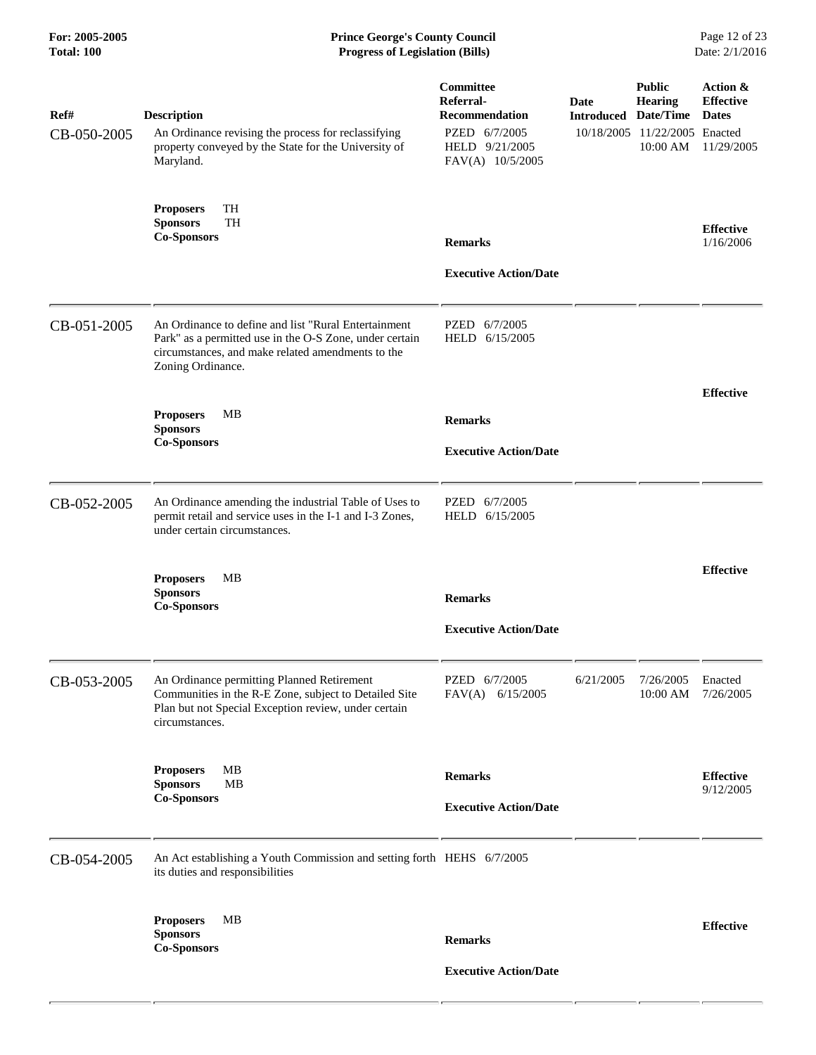| Ref# | Description | Committee Referral-Recommendation | Date Introduced | Public Hearing Date/Time | Action & Effective Dates |
|---|---|---|---|---|---|
| CB-050-2005 | An Ordinance revising the process for reclassifying property conveyed by the State for the University of Maryland. | PZED 6/7/2005<br>HELD 9/21/2005<br>FAV(A) 10/5/2005 | 10/18/2005 | 11/22/2005<br>10:00 AM | Enacted<br>11/29/2005 |
| | **Proposers** TH<br>**Sponsors** TH<br>**Co-Sponsors** | **Remarks**<br><br>**Executive Action/Date** | | | **Effective**<br>1/16/2006 |
| CB-051-2005 | An Ordinance to define and list "Rural Entertainment Park" as a permitted use in the O-S Zone, under certain circumstances, and make related amendments to the Zoning Ordinance. | PZED 6/7/2005<br>HELD 6/15/2005 | | | |
| | **Proposers** MB<br>**Sponsors**<br>**Co-Sponsors** | **Remarks**<br><br>**Executive Action/Date** | | | **Effective** |
| CB-052-2005 | An Ordinance amending the industrial Table of Uses to permit retail and service uses in the I-1 and I-3 Zones, under certain circumstances. | PZED 6/7/2005<br>HELD 6/15/2005 | | | |
| | **Proposers** MB<br>**Sponsors**<br>**Co-Sponsors** | **Remarks**<br><br>**Executive Action/Date** | | | **Effective** |
| CB-053-2005 | An Ordinance permitting Planned Retirement Communities in the R-E Zone, subject to Detailed Site Plan but not Special Exception review, under certain circumstances. | PZED 6/7/2005<br>FAV(A) 6/15/2005 | 6/21/2005 | 7/26/2005<br>10:00 AM | Enacted<br>7/26/2005 |
| | **Proposers** MB<br>**Sponsors** MB<br>**Co-Sponsors** | **Remarks**<br><br>**Executive Action/Date** | | | **Effective**<br>9/12/2005 |
| CB-054-2005 | An Act establishing a Youth Commission and setting forth its duties and responsibilities | HEHS 6/7/2005 | | | |
| | **Proposers** MB<br>**Sponsors**<br>**Co-Sponsors** | **Remarks**<br><br>**Executive Action/Date** | | | **Effective** |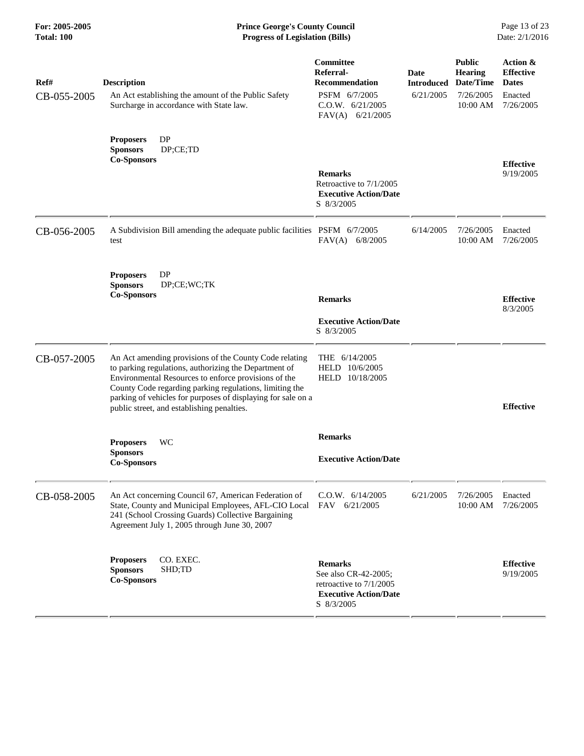| Ref# | Description | Committee Referral-Recommendation | Date Introduced | Public Hearing Date/Time | Action & Effective Dates |
|---|---|---|---|---|---|
| CB-055-2005 | An Act establishing the amount of the Public Safety Surcharge in accordance with State law. | PSFM 6/7/2005<br>C.O.W. 6/21/2005<br>FAV(A) 6/21/2005 | 6/21/2005 | 7/26/2005<br>10:00 AM | Enacted<br>7/26/2005 |
| | **Proposers** DP<br>**Sponsors** DP;CE;TD<br>**Co-Sponsors** | **Remarks**<br>Retroactive to 7/1/2005<br>**Executive Action/Date**<br>S 8/3/2005 | | | **Effective**<br>9/19/2005 |
| CB-056-2005 | A Subdivision Bill amending the adequate public facilities test | PSFM 6/7/2005<br>FAV(A) 6/8/2005 | 6/14/2005 | 7/26/2005<br>10:00 AM | Enacted<br>7/26/2005 |
| | **Proposers** DP<br>**Sponsors** DP;CE;WC;TK<br>**Co-Sponsors** | **Remarks**<br>**Executive Action/Date**<br>S 8/3/2005 | | | **Effective**<br>8/3/2005 |
| CB-057-2005 | An Act amending provisions of the County Code relating to parking regulations, authorizing the Department of Environmental Resources to enforce provisions of the County Code regarding parking regulations, limiting the parking of vehicles for purposes of displaying for sale on a public street, and establishing penalties. | THE 6/14/2005<br>HELD 10/6/2005<br>HELD 10/18/2005 | | | **Effective** |
| | **Proposers** WC<br>**Sponsors**<br>**Co-Sponsors** | **Remarks**<br>**Executive Action/Date** | | | |
| CB-058-2005 | An Act concerning Council 67, American Federation of State, County and Municipal Employees, AFL-CIO Local 241 (School Crossing Guards) Collective Bargaining Agreement July 1, 2005 through June 30, 2007 | C.O.W. 6/14/2005<br>FAV 6/21/2005 | 6/21/2005 | 7/26/2005<br>10:00 AM | Enacted<br>7/26/2005 |
| | **Proposers** CO. EXEC.<br>**Sponsors** SHD;TD<br>**Co-Sponsors** | **Remarks**<br>See also CR-42-2005; retroactive to 7/1/2005<br>**Executive Action/Date**<br>S 8/3/2005 | | | **Effective**<br>9/19/2005 |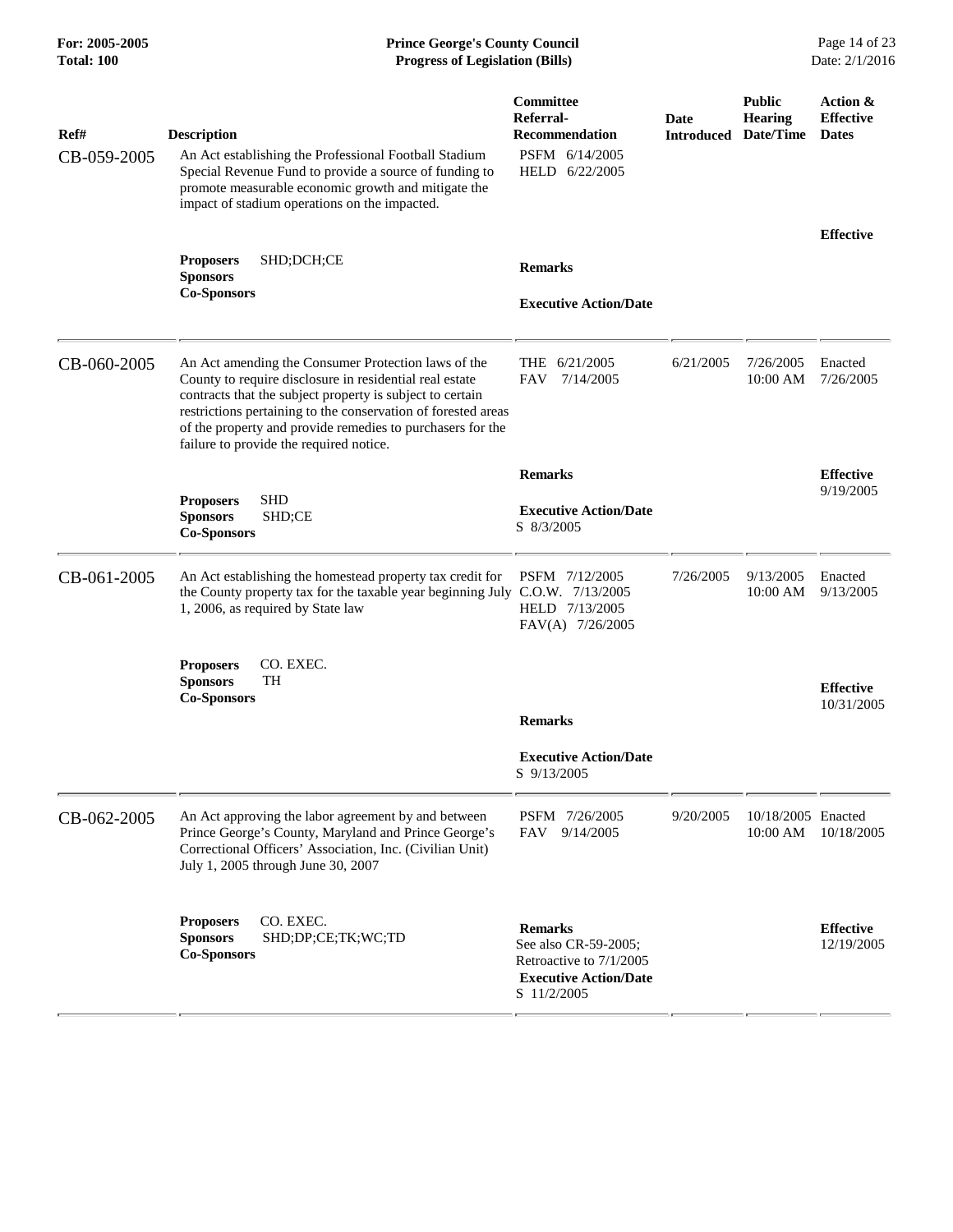| Ref# | Description | Committee Referral-Recommendation | Date Introduced | Public Hearing Date/Time | Action & Effective Dates |
|---|---|---|---|---|---|
| CB-059-2005 | An Act establishing the Professional Football Stadium Special Revenue Fund to provide a source of funding to promote measurable economic growth and mitigate the impact of stadium operations on the impacted. | PSFM 6/14/2005<br>HELD 6/22/2005 | | | |
| | **Proposers** SHD;DCH;CE<br>**Sponsors**<br>**Co-Sponsors** | **Remarks**<br><br>**Executive Action/Date** | | | **Effective** |
| CB-060-2005 | An Act amending the Consumer Protection laws of the County to require disclosure in residential real estate contracts that the subject property is subject to certain restrictions pertaining to the conservation of forested areas of the property and provide remedies to purchasers for the failure to provide the required notice. | THE 6/21/2005<br>FAV 7/14/2005 | 6/21/2005 | 7/26/2005<br>10:00 AM | Enacted<br>7/26/2005 |
| | **Proposers** SHD<br>**Sponsors** SHD;CE<br>**Co-Sponsors** | **Remarks**<br><br>**Executive Action/Date**<br>S 8/3/2005 | | | **Effective**<br>9/19/2005 |
| CB-061-2005 | An Act establishing the homestead property tax credit for the County property tax for the taxable year beginning July 1, 2006, as required by State law | PSFM 7/12/2005<br>C.O.W. 7/13/2005<br>HELD 7/13/2005<br>FAV(A) 7/26/2005 | 7/26/2005 | 9/13/2005<br>10:00 AM | Enacted<br>9/13/2005 |
| | **Proposers** CO. EXEC.<br>**Sponsors** TH<br>**Co-Sponsors** | **Remarks**<br><br>**Executive Action/Date**<br>S 9/13/2005 | | | **Effective**<br>10/31/2005 |
| CB-062-2005 | An Act approving the labor agreement by and between Prince George's County, Maryland and Prince George's Correctional Officers' Association, Inc. (Civilian Unit) July 1, 2005 through June 30, 2007 | PSFM 7/26/2005<br>FAV 9/14/2005 | 9/20/2005 | 10/18/2005<br>10:00 AM | Enacted<br>10/18/2005 |
| | **Proposers** CO. EXEC.<br>**Sponsors** SHD;DP;CE;TK;WC;TD<br>**Co-Sponsors** | **Remarks**<br>See also CR-59-2005;<br>Retroactive to 7/1/2005<br>**Executive Action/Date**<br>S 11/2/2005 | | | **Effective**<br>12/19/2005 |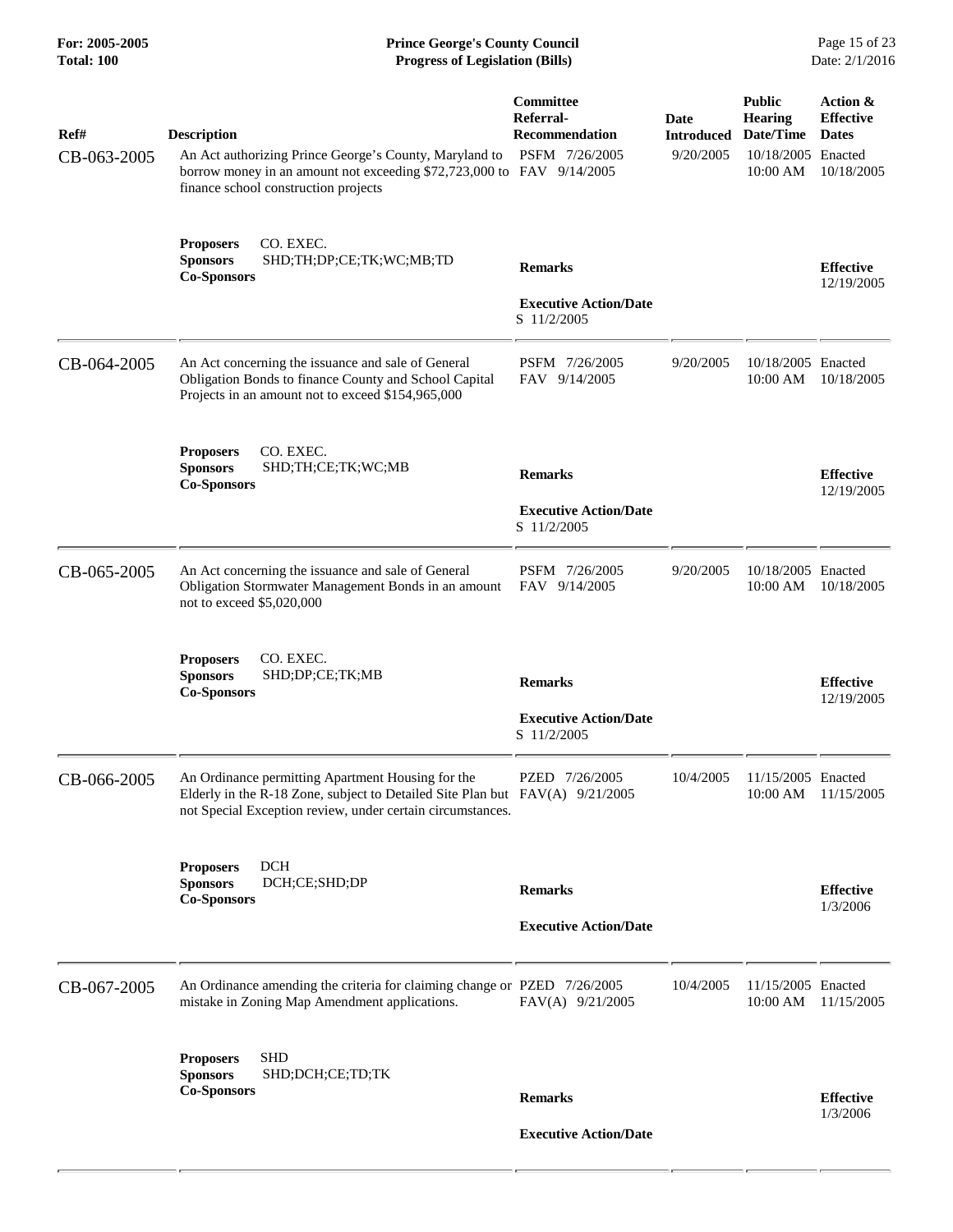| Ref# | Description | Committee Referral-Recommendation | Date Introduced | Public Hearing Date/Time | Action & Effective Dates |
|---|---|---|---|---|---|
| CB-063-2005 | An Act authorizing Prince George's County, Maryland to borrow money in an amount not exceeding $72,723,000 to finance school construction projects | PSFM 7/26/2005<br>FAV 9/14/2005 | 9/20/2005 | 10/18/2005<br>10:00 AM | Enacted<br>10/18/2005 |
| | **Proposers** CO. EXEC.<br>**Sponsors** SHD;TH;DP;CE;TK;WC;MB;TD<br>**Co-Sponsors** | **Remarks**<br><br>**Executive Action/Date**<br>S 11/2/2005 | | | **Effective**<br>12/19/2005 |
| CB-064-2005 | An Act concerning the issuance and sale of General Obligation Bonds to finance County and School Capital Projects in an amount not to exceed $154,965,000 | PSFM 7/26/2005<br>FAV 9/14/2005 | 9/20/2005 | 10/18/2005<br>10:00 AM | Enacted<br>10/18/2005 |
| | **Proposers** CO. EXEC.<br>**Sponsors** SHD;TH;CE;TK;WC;MB<br>**Co-Sponsors** | **Remarks**<br><br>**Executive Action/Date**<br>S 11/2/2005 | | | **Effective**<br>12/19/2005 |
| CB-065-2005 | An Act concerning the issuance and sale of General Obligation Stormwater Management Bonds in an amount not to exceed $5,020,000 | PSFM 7/26/2005<br>FAV 9/14/2005 | 9/20/2005 | 10/18/2005<br>10:00 AM | Enacted<br>10/18/2005 |
| | **Proposers** CO. EXEC.<br>**Sponsors** SHD;DP;CE;TK;MB<br>**Co-Sponsors** | **Remarks**<br><br>**Executive Action/Date**<br>S 11/2/2005 | | | **Effective**<br>12/19/2005 |
| CB-066-2005 | An Ordinance permitting Apartment Housing for the Elderly in the R-18 Zone, subject to Detailed Site Plan but not Special Exception review, under certain circumstances. | PZED 7/26/2005<br>FAV(A) 9/21/2005 | 10/4/2005 | 11/15/2005<br>10:00 AM | Enacted<br>11/15/2005 |
| | **Proposers** DCH<br>**Sponsors** DCH;CE;SHD;DP<br>**Co-Sponsors** | **Remarks**<br><br>**Executive Action/Date** | | | **Effective**<br>1/3/2006 |
| CB-067-2005 | An Ordinance amending the criteria for claiming change or mistake in Zoning Map Amendment applications. | PZED 7/26/2005<br>FAV(A) 9/21/2005 | 10/4/2005 | 11/15/2005<br>10:00 AM | Enacted<br>11/15/2005 |
| | **Proposers** SHD<br>**Sponsors** SHD;DCH;CE;TD;TK<br>**Co-Sponsors** | **Remarks**<br><br>**Executive Action/Date** | | | **Effective**<br>1/3/2006 |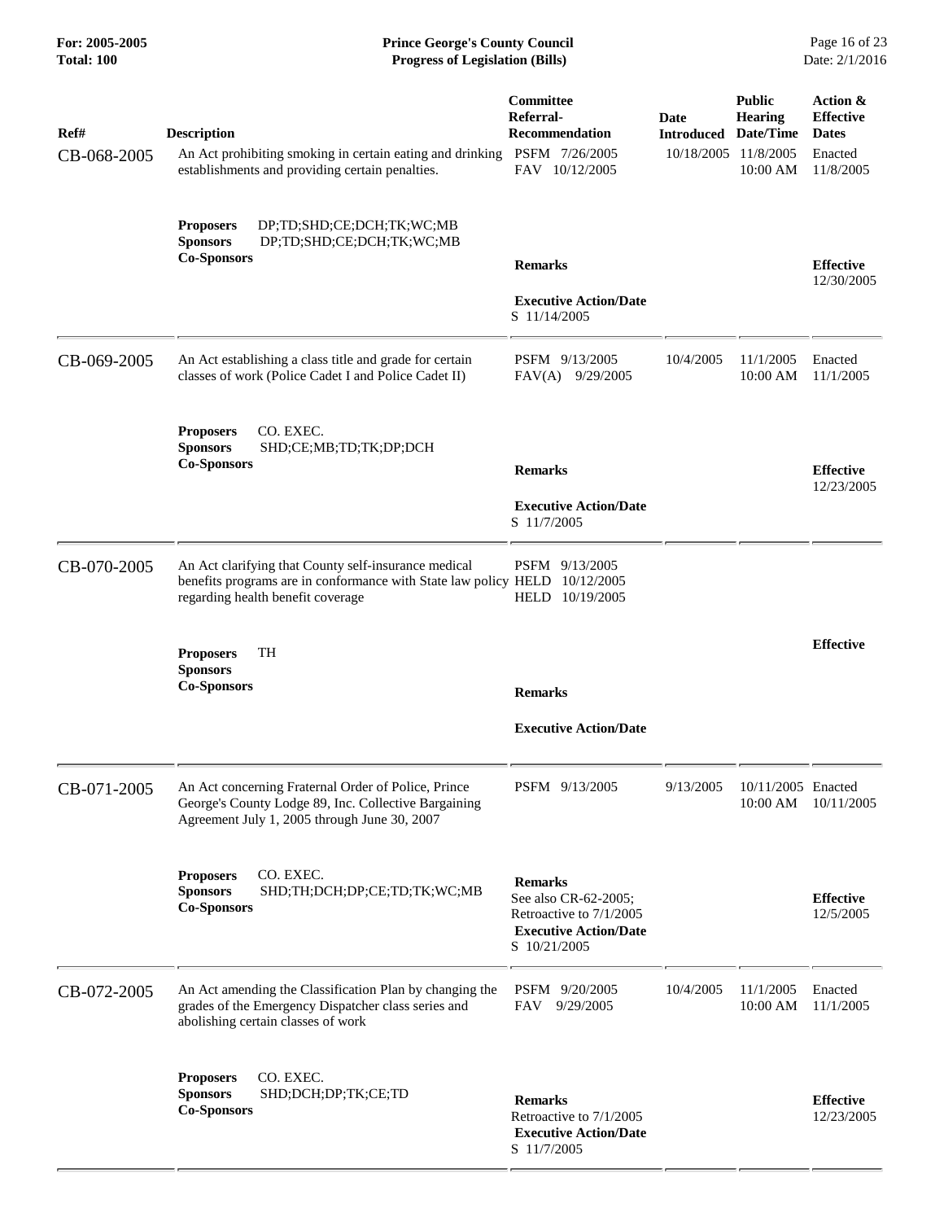| Ref# | Description | Committee Referral-Recommendation | Date Introduced | Public Hearing Date/Time | Action & Effective Dates |
|---|---|---|---|---|---|
| CB-068-2005 | An Act prohibiting smoking in certain eating and drinking establishments and providing certain penalties.<br><br>**Proposers** DP;TD;SHD;CE;DCH;TK;WC;MB<br>**Sponsors** DP;TD;SHD;CE;DCH;TK;WC;MB<br>**Co-Sponsors** | PSFM 7/26/2005<br>FAV 10/12/2005<br><br>**Remarks**<br><br>**Executive Action/Date**<br>S 11/14/2005 | 10/18/2005 | 11/8/2005<br>10:00 AM | Enacted<br>11/8/2005<br><br>**Effective**<br>12/30/2005 |
| CB-069-2005 | An Act establishing a class title and grade for certain classes of work (Police Cadet I and Police Cadet II)<br><br>**Proposers** CO. EXEC.<br>**Sponsors** SHD;CE;MB;TD;TK;DP;DCH<br>**Co-Sponsors** | PSFM 9/13/2005<br>FAV(A) 9/29/2005<br><br>**Remarks**<br><br>**Executive Action/Date**<br>S 11/7/2005 | 10/4/2005 | 11/1/2005<br>10:00 AM | Enacted<br>11/1/2005<br><br>**Effective**<br>12/23/2005 |
| CB-070-2005 | An Act clarifying that County self-insurance medical benefits programs are in conformance with State law policy regarding health benefit coverage<br><br>**Proposers** TH<br>**Sponsors**<br>**Co-Sponsors** | PSFM 9/13/2005<br>HELD 10/12/2005<br>HELD 10/19/2005<br><br>**Remarks**<br><br>**Executive Action/Date** | | | **Effective** |
| CB-071-2005 | An Act concerning Fraternal Order of Police, Prince George's County Lodge 89, Inc. Collective Bargaining Agreement July 1, 2005 through June 30, 2007<br><br>**Proposers** CO. EXEC.<br>**Sponsors** SHD;TH;DCH;DP;CE;TD;TK;WC;MB<br>**Co-Sponsors** | PSFM 9/13/2005<br><br>**Remarks**<br>See also CR-62-2005;<br>Retroactive to 7/1/2005<br>**Executive Action/Date**<br>S 10/21/2005 | 9/13/2005 | 10/11/2005<br>10:00 AM | Enacted<br>10/11/2005<br><br>**Effective**<br>12/5/2005 |
| CB-072-2005 | An Act amending the Classification Plan by changing the grades of the Emergency Dispatcher class series and abolishing certain classes of work<br><br>**Proposers** CO. EXEC.<br>**Sponsors** SHD;DCH;DP;TK;CE;TD<br>**Co-Sponsors** | PSFM 9/20/2005<br>FAV 9/29/2005<br><br>**Remarks**<br>Retroactive to 7/1/2005<br>**Executive Action/Date**<br>S 11/7/2005 | 10/4/2005 | 11/1/2005<br>10:00 AM | Enacted<br>11/1/2005<br><br>**Effective**<br>12/23/2005 |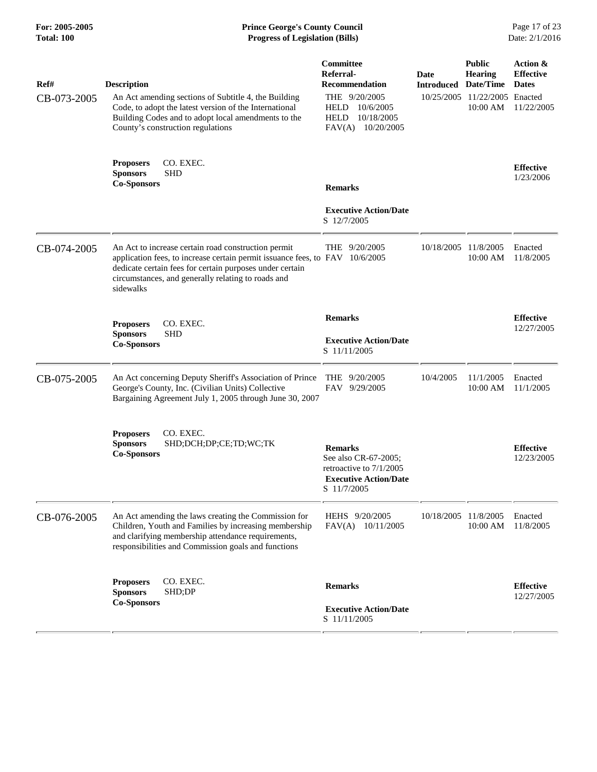| Ref# | Description | Committee Referral-Recommendation | Date Introduced | Public Hearing Date/Time | Action & Effective Dates |
|---|---|---|---|---|---|
| CB-073-2005 | An Act amending sections of Subtitle 4, the Building Code, to adopt the latest version of the International Building Codes and to adopt local amendments to the County's construction regulations | THE 9/20/2005<br>HELD 10/6/2005<br>HELD 10/18/2005<br>FAV(A) 10/20/2005 | 10/25/2005 | 11/22/2005<br>10:00 AM | Enacted<br>11/22/2005 |
| | **Proposers** CO. EXEC.<br>**Sponsors** SHD<br>**Co-Sponsors** | **Remarks**<br><br>**Executive Action/Date**<br>S 12/7/2005 | | | **Effective**<br>1/23/2006 |
| CB-074-2005 | An Act to increase certain road construction permit application fees, to increase certain permit issuance fees, to dedicate certain fees for certain purposes under certain circumstances, and generally relating to roads and sidewalks | THE 9/20/2005<br>FAV 10/6/2005 | 10/18/2005 | 11/8/2005<br>10:00 AM | Enacted<br>11/8/2005 |
| | **Proposers** CO. EXEC.<br>**Sponsors** SHD<br>**Co-Sponsors** | **Remarks**<br><br>**Executive Action/Date**<br>S 11/11/2005 | | | **Effective**<br>12/27/2005 |
| CB-075-2005 | An Act concerning Deputy Sheriff's Association of Prince George's County, Inc. (Civilian Units) Collective Bargaining Agreement July 1, 2005 through June 30, 2007 | THE 9/20/2005<br>FAV 9/29/2005 | 10/4/2005 | 11/1/2005<br>10:00 AM | Enacted<br>11/1/2005 |
| | **Proposers** CO. EXEC.<br>**Sponsors** SHD;DCH;DP;CE;TD;WC;TK<br>**Co-Sponsors** | **Remarks**<br>See also CR-67-2005; retroactive to 7/1/2005<br>**Executive Action/Date**<br>S 11/7/2005 | | | **Effective**<br>12/23/2005 |
| CB-076-2005 | An Act amending the laws creating the Commission for Children, Youth and Families by increasing membership and clarifying membership attendance requirements, responsibilities and Commission goals and functions | HEHS 9/20/2005<br>FAV(A) 10/11/2005 | 10/18/2005 | 11/8/2005<br>10:00 AM | Enacted<br>11/8/2005 |
| | **Proposers** CO. EXEC.<br>**Sponsors** SHD;DP<br>**Co-Sponsors** | **Remarks**<br><br>**Executive Action/Date**<br>S 11/11/2005 | | | **Effective**<br>12/27/2005 |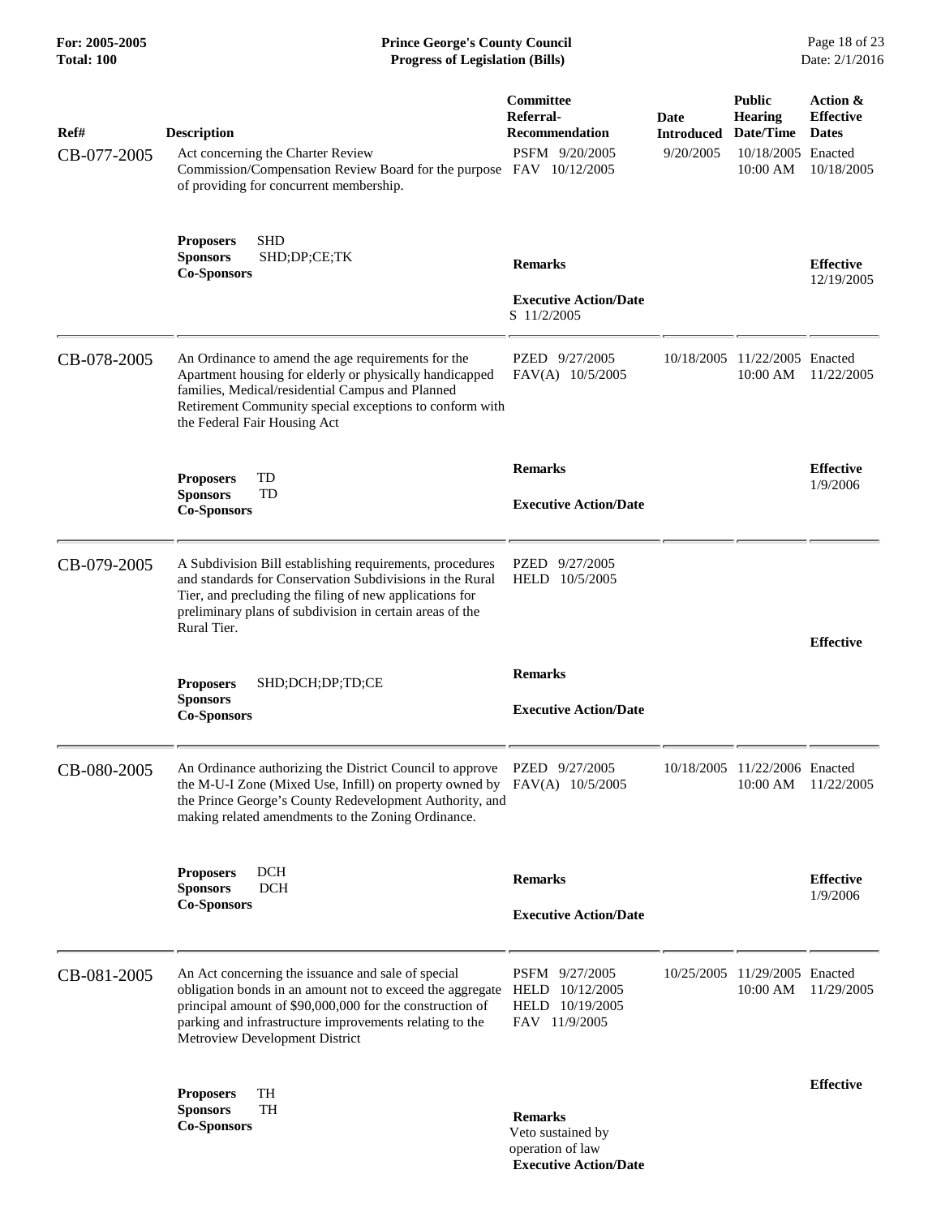| Ref# | Description | Committee Referral-Recommendation | Date Introduced | Public Hearing Date/Time | Action & Effective Dates |
|---|---|---|---|---|---|
| CB-077-2005 | Act concerning the Charter Review Commission/Compensation Review Board for the purpose of providing for concurrent membership. | PSFM 9/20/2005<br>FAV 10/12/2005 | 9/20/2005 | 10/18/2005<br>10:00 AM | Enacted<br>10/18/2005 |
| | **Proposers** SHD<br>**Sponsors** SHD;DP;CE;TK<br>**Co-Sponsors** | **Remarks**<br><br>**Executive Action/Date**<br>S 11/2/2005 | | | **Effective**<br>12/19/2005 |
| CB-078-2005 | An Ordinance to amend the age requirements for the Apartment housing for elderly or physically handicapped families, Medical/residential Campus and Planned Retirement Community special exceptions to conform with the Federal Fair Housing Act | PZED 9/27/2005<br>FAV(A) 10/5/2005 | 10/18/2005 | 11/22/2005<br>10:00 AM | Enacted<br>11/22/2005 |
| | **Proposers** TD<br>**Sponsors** TD<br>**Co-Sponsors** | **Remarks**<br><br>**Executive Action/Date** | | | **Effective**<br>1/9/2006 |
| CB-079-2005 | A Subdivision Bill establishing requirements, procedures and standards for Conservation Subdivisions in the Rural Tier, and precluding the filing of new applications for preliminary plans of subdivision in certain areas of the Rural Tier. | PZED 9/27/2005<br>HELD 10/5/2005 | | | |
| | **Proposers** SHD;DCH;DP;TD;CE<br>**Sponsors**<br>**Co-Sponsors** | **Remarks**<br><br>**Executive Action/Date** | | | **Effective** |
| CB-080-2005 | An Ordinance authorizing the District Council to approve the M-U-I Zone (Mixed Use, Infill) on property owned by the Prince George's County Redevelopment Authority, and making related amendments to the Zoning Ordinance. | PZED 9/27/2005<br>FAV(A) 10/5/2005 | 10/18/2005 | 11/22/2006<br>10:00 AM | Enacted<br>11/22/2005 |
| | **Proposers** DCH<br>**Sponsors** DCH<br>**Co-Sponsors** | **Remarks**<br><br>**Executive Action/Date** | | | **Effective**<br>1/9/2006 |
| CB-081-2005 | An Act concerning the issuance and sale of special obligation bonds in an amount not to exceed the aggregate principal amount of $90,000,000 for the construction of parking and infrastructure improvements relating to the Metroview Development District | PSFM 9/27/2005<br>HELD 10/12/2005<br>HELD 10/19/2005<br>FAV 11/9/2005 | 10/25/2005 | 11/29/2005<br>10:00 AM | Enacted<br>11/29/2005 |
| | **Proposers** TH<br>**Sponsors** TH<br>**Co-Sponsors** | **Remarks**<br>Veto sustained by operation of law<br>**Executive Action/Date** | | | **Effective** |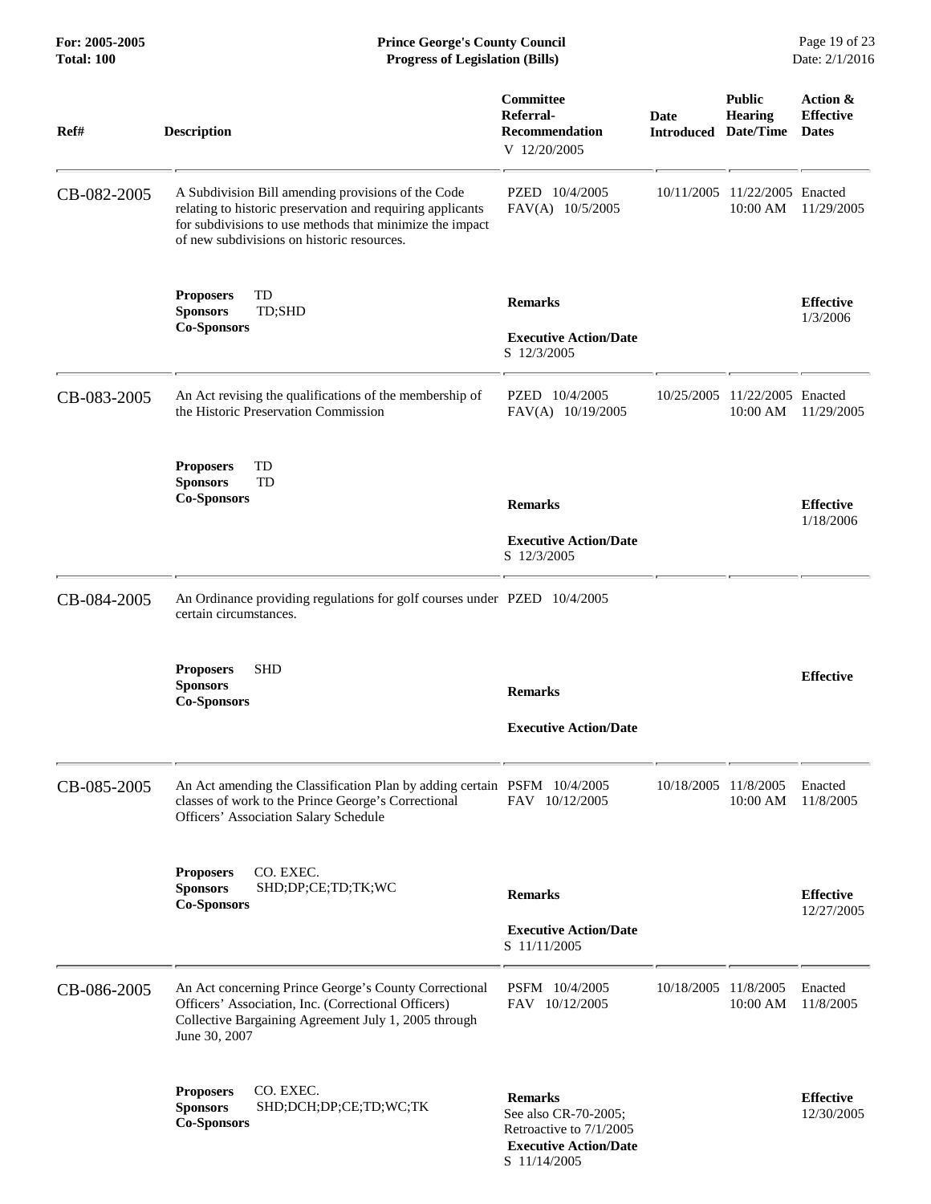| Ref# | Description | Committee Referral-Recommendation V 12/20/2005 | Date Introduced | Public Hearing Date/Time | Action & Effective Dates |
|---|---|---|---|---|---|
| CB-082-2005 | A Subdivision Bill amending provisions of the Code relating to historic preservation and requiring applicants for subdivisions to use methods that minimize the impact of new subdivisions on historic resources. | PZED 10/4/2005<br>FAV(A) 10/5/2005 | 10/11/2005 | 11/22/2005<br>10:00 AM | Enacted<br>11/29/2005 |
| | **Proposers** TD<br>**Sponsors** TD;SHD<br>**Co-Sponsors** | **Remarks**<br><br>**Executive Action/Date**<br>S 12/3/2005 | | | **Effective**<br>1/3/2006 |
| CB-083-2005 | An Act revising the qualifications of the membership of the Historic Preservation Commission | PZED 10/4/2005<br>FAV(A) 10/19/2005 | 10/25/2005 | 11/22/2005<br>10:00 AM | Enacted<br>11/29/2005 |
| | **Proposers** TD<br>**Sponsors** TD<br>**Co-Sponsors** | **Remarks**<br><br>**Executive Action/Date**<br>S 12/3/2005 | | | **Effective**<br>1/18/2006 |
| CB-084-2005 | An Ordinance providing regulations for golf courses under certain circumstances. | PZED 10/4/2005 | | | |
| | **Proposers** SHD<br>**Sponsors**<br>**Co-Sponsors** | **Remarks**<br><br>**Executive Action/Date** | | | **Effective** |
| CB-085-2005 | An Act amending the Classification Plan by adding certain classes of work to the Prince George's Correctional Officers' Association Salary Schedule | PSFM 10/4/2005<br>FAV 10/12/2005 | 10/18/2005 | 11/8/2005<br>10:00 AM | Enacted<br>11/8/2005 |
| | **Proposers** CO. EXEC.<br>**Sponsors** SHD;DP;CE;TD;TK;WC<br>**Co-Sponsors** | **Remarks**<br><br>**Executive Action/Date**<br>S 11/11/2005 | | | **Effective**<br>12/27/2005 |
| CB-086-2005 | An Act concerning Prince George's County Correctional Officers' Association, Inc. (Correctional Officers) Collective Bargaining Agreement July 1, 2005 through June 30, 2007 | PSFM 10/4/2005<br>FAV 10/12/2005 | 10/18/2005 | 11/8/2005<br>10:00 AM | Enacted<br>11/8/2005 |
| | **Proposers** CO. EXEC.<br>**Sponsors** SHD;DCH;DP;CE;TD;WC;TK<br>**Co-Sponsors** | **Remarks**<br>See also CR-70-2005;<br>Retroactive to 7/1/2005<br>**Executive Action/Date**<br>S 11/14/2005 | | | **Effective**<br>12/30/2005 |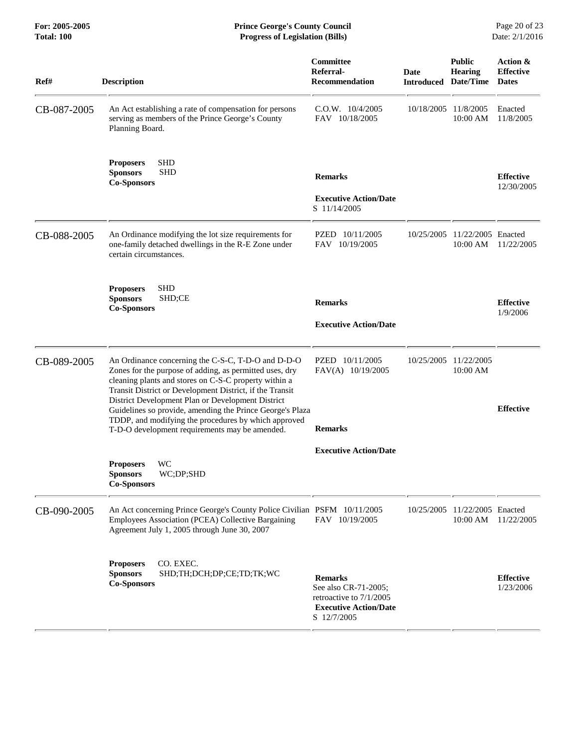| Ref# | Description | Committee Referral-Recommendation | Date Introduced | Public Hearing Date/Time | Action & Effective Dates |
|---|---|---|---|---|---|
| CB-087-2005 | An Act establishing a rate of compensation for persons serving as members of the Prince George's County Planning Board. | C.O.W. 10/4/2005<br>FAV 10/18/2005 | 10/18/2005 | 11/8/2005<br>10:00 AM | Enacted<br>11/8/2005 |
| | **Proposers** SHD<br>**Sponsors** SHD<br>**Co-Sponsors** | **Remarks**<br><br>**Executive Action/Date**<br>S 11/14/2005 | | | **Effective**<br>12/30/2005 |
| CB-088-2005 | An Ordinance modifying the lot size requirements for one-family detached dwellings in the R-E Zone under certain circumstances. | PZED 10/11/2005<br>FAV 10/19/2005 | 10/25/2005 | 11/22/2005<br>10:00 AM | Enacted<br>11/22/2005 |
| | **Proposers** SHD<br>**Sponsors** SHD;CE<br>**Co-Sponsors** | **Remarks**<br><br>**Executive Action/Date** | | | **Effective**<br>1/9/2006 |
| CB-089-2005 | An Ordinance concerning the C-S-C, T-D-O and D-D-O Zones for the purpose of adding, as permitted uses, dry cleaning plants and stores on C-S-C property within a Transit District or Development District, if the Transit District Development Plan or Development District Guidelines so provide, amending the Prince George's Plaza TDDP, and modifying the procedures by which approved T-D-O development requirements may be amended. | PZED 10/11/2005<br>FAV(A) 10/19/2005 | 10/25/2005 | 11/22/2005<br>10:00 AM | |
| | **Proposers** WC<br>**Sponsors** WC;DP;SHD<br>**Co-Sponsors** | **Remarks**<br><br>**Executive Action/Date** | | | **Effective** |
| CB-090-2005 | An Act concerning Prince George's County Police Civilian Employees Association (PCEA) Collective Bargaining Agreement July 1, 2005 through June 30, 2007 | PSFM 10/11/2005<br>FAV 10/19/2005 | 10/25/2005 | 11/22/2005<br>10:00 AM | Enacted<br>11/22/2005 |
| | **Proposers** CO. EXEC.<br>**Sponsors** SHD;TH;DCH;DP;CE;TD;TK;WC<br>**Co-Sponsors** | **Remarks**<br>See also CR-71-2005; retroactive to 7/1/2005<br>**Executive Action/Date**<br>S 12/7/2005 | | | **Effective**<br>1/23/2006 |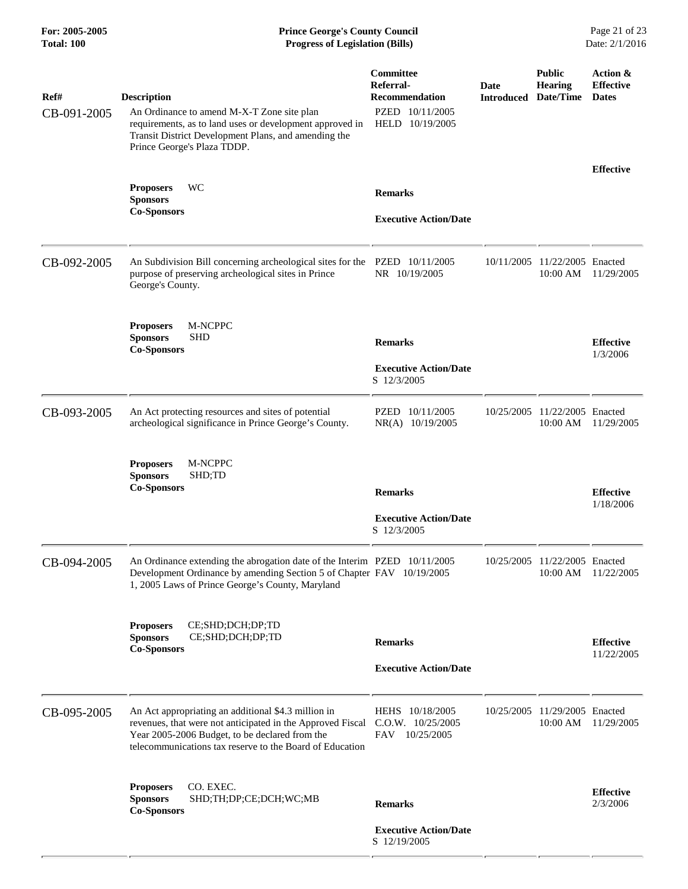| Ref# | Description | Committee Referral-Recommendation | Date Introduced | Public Hearing Date/Time | Action & Effective Dates |
|---|---|---|---|---|---|
| CB-091-2005 | An Ordinance to amend M-X-T Zone site plan requirements, as to land uses or development approved in Transit District Development Plans, and amending the Prince George's Plaza TDDP.<br><br>**Proposers** WC<br>**Sponsors**<br>**Co-Sponsors** | PZED 10/11/2005<br>HELD 10/19/2005<br><br>**Remarks**<br><br>**Executive Action/Date** | | | **Effective** |
| CB-092-2005 | An Subdivision Bill concerning archeological sites for the purpose of preserving archeological sites in Prince George's County.<br><br>**Proposers** M-NCPPC<br>**Sponsors** SHD<br>**Co-Sponsors** | PZED 10/11/2005<br>NR 10/19/2005<br><br>**Remarks**<br><br>**Executive Action/Date**<br>S 12/3/2005 | 10/11/2005 | 11/22/2005 10:00 AM | Enacted 11/29/2005<br><br>**Effective** 1/3/2006 |
| CB-093-2005 | An Act protecting resources and sites of potential archeological significance in Prince George's County.<br><br>**Proposers** M-NCPPC<br>**Sponsors** SHD;TD<br>**Co-Sponsors** | PZED 10/11/2005<br>NR(A) 10/19/2005<br><br>**Remarks**<br><br>**Executive Action/Date**<br>S 12/3/2005 | 10/25/2005 | 11/22/2005 10:00 AM | Enacted 11/29/2005<br><br>**Effective** 1/18/2006 |
| CB-094-2005 | An Ordinance extending the abrogation date of the Interim Development Ordinance by amending Section 5 of Chapter 1, 2005 Laws of Prince George's County, Maryland<br><br>**Proposers** CE;SHD;DCH;DP;TD<br>**Sponsors** CE;SHD;DCH;DP;TD<br>**Co-Sponsors** | PZED 10/11/2005<br>FAV 10/19/2005<br><br>**Remarks**<br><br>**Executive Action/Date** | 10/25/2005 | 11/22/2005 10:00 AM | Enacted 11/22/2005<br><br>**Effective** 11/22/2005 |
| CB-095-2005 | An Act appropriating an additional $4.3 million in revenues, that were not anticipated in the Approved Fiscal Year 2005-2006 Budget, to be declared from the telecommunications tax reserve to the Board of Education<br><br>**Proposers** CO. EXEC.<br>**Sponsors** SHD;TH;DP;CE;DCH;WC;MB<br>**Co-Sponsors** | HEHS 10/18/2005<br>C.O.W. 10/25/2005<br>FAV 10/25/2005<br><br>**Remarks**<br><br>**Executive Action/Date**<br>S 12/19/2005 | 10/25/2005 | 11/29/2005 10:00 AM | Enacted 11/29/2005<br><br>**Effective** 2/3/2006 |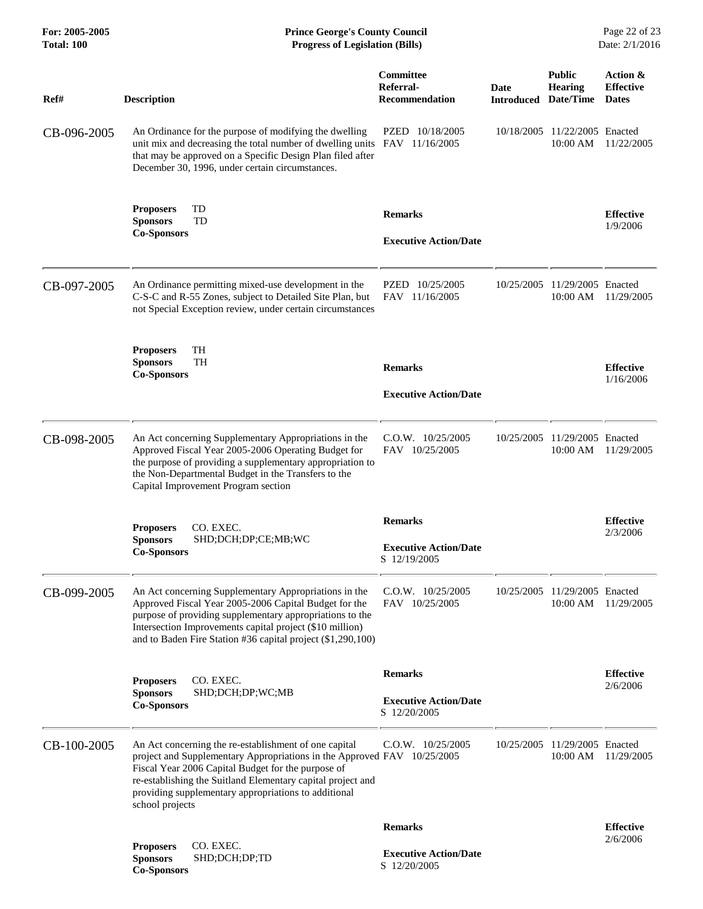| Ref# | Description | Committee Referral-Recommendation | Date Introduced | Public Hearing Date/Time | Action & Effective Dates |
|---|---|---|---|---|---|
| CB-096-2005 | An Ordinance for the purpose of modifying the dwelling unit mix and decreasing the total number of dwelling units that may be approved on a Specific Design Plan filed after December 30, 1996, under certain circumstances. | PZED 10/18/2005 FAV 11/16/2005 | 10/18/2005 | 11/22/2005 10:00 AM | Enacted 11/22/2005 |
| | **Proposers** TD **Sponsors** TD **Co-Sponsors** | **Remarks** **Executive Action/Date** | | | **Effective** 1/9/2006 |
| CB-097-2005 | An Ordinance permitting mixed-use development in the C-S-C and R-55 Zones, subject to Detailed Site Plan, but not Special Exception review, under certain circumstances | PZED 10/25/2005 FAV 11/16/2005 | 10/25/2005 | 11/29/2005 10:00 AM | Enacted 11/29/2005 |
| | **Proposers** TH **Sponsors** TH **Co-Sponsors** | **Remarks** **Executive Action/Date** | | | **Effective** 1/16/2006 |
| CB-098-2005 | An Act concerning Supplementary Appropriations in the Approved Fiscal Year 2005-2006 Operating Budget for the purpose of providing a supplementary appropriation to the Non-Departmental Budget in the Transfers to the Capital Improvement Program section | C.O.W. 10/25/2005 FAV 10/25/2005 | 10/25/2005 | 11/29/2005 10:00 AM | Enacted 11/29/2005 |
| | **Proposers** CO. EXEC. **Sponsors** SHD;DCH;DP;CE;MB;WC **Co-Sponsors** | **Remarks** **Executive Action/Date** S 12/19/2005 | | | **Effective** 2/3/2006 |
| CB-099-2005 | An Act concerning Supplementary Appropriations in the Approved Fiscal Year 2005-2006 Capital Budget for the purpose of providing supplementary appropriations to the Intersection Improvements capital project ($10 million) and to Baden Fire Station #36 capital project ($1,290,100) | C.O.W. 10/25/2005 FAV 10/25/2005 | 10/25/2005 | 11/29/2005 10:00 AM | Enacted 11/29/2005 |
| | **Proposers** CO. EXEC. **Sponsors** SHD;DCH;DP;WC;MB **Co-Sponsors** | **Remarks** **Executive Action/Date** S 12/20/2005 | | | **Effective** 2/6/2006 |
| CB-100-2005 | An Act concerning the re-establishment of one capital project and Supplementary Appropriations in the Approved Fiscal Year 2006 Capital Budget for the purpose of re-establishing the Suitland Elementary capital project and providing supplementary appropriations to additional school projects | C.O.W. 10/25/2005 FAV 10/25/2005 | 10/25/2005 | 11/29/2005 10:00 AM | Enacted 11/29/2005 |
| | **Proposers** CO. EXEC. **Sponsors** SHD;DCH;DP;TD **Co-Sponsors** | **Remarks** **Executive Action/Date** S 12/20/2005 | | | **Effective** 2/6/2006 |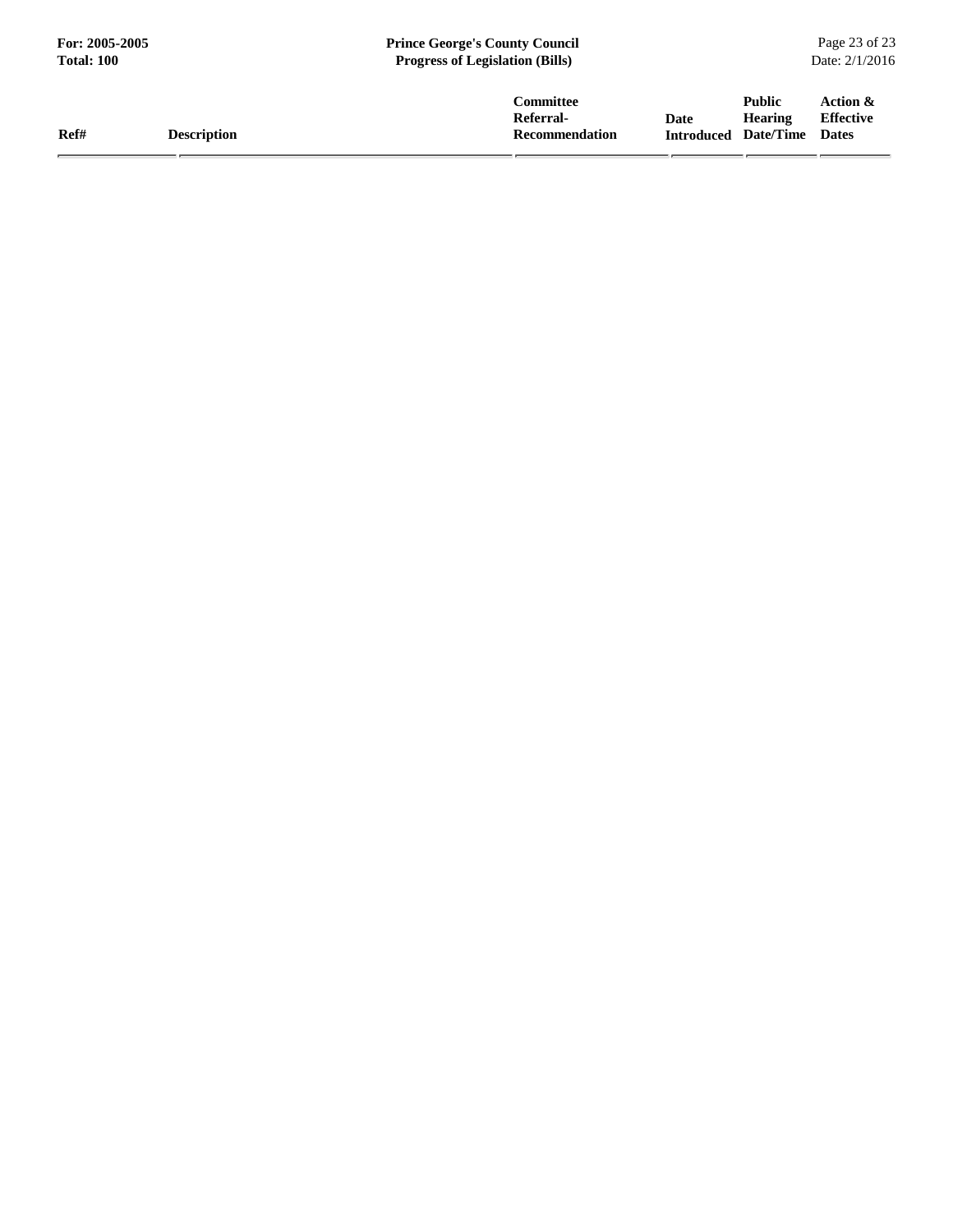| Ref# | Description | Committee Referral-Recommendation | Date Introduced | Public Hearing Date/Time | Action & Effective Dates |
|---|---|---|---|---|---|